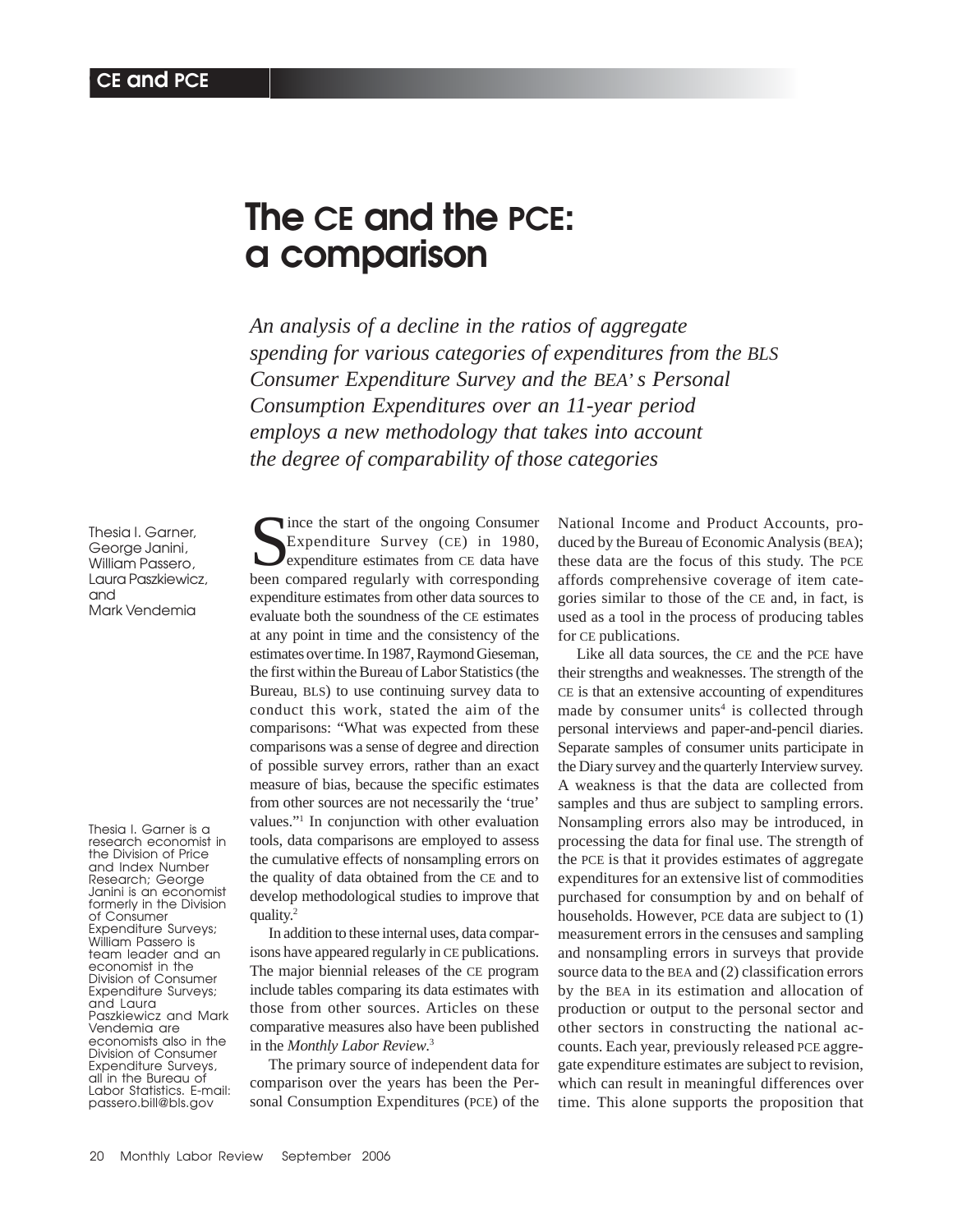# The CE and the PCE: a comparison

*An analysis of a decline in the ratios of aggregate spending for various categories of expenditures from the BLS Consumer Expenditure Survey and the BEA's Personal Consumption Expenditures over an 11-year period employs a new methodology that takes into account the degree of comparability of those categories*

Thesia I. Garner, George Janini, William Passero, Laura Paszkiewicz, and Mark Vendemia

Thesia I. Garner is a research economist in the Division of Price and Index Number Research; George Janini is an economist formerly in the Division of Consumer Expenditure Surveys; William Passero is team leader and an economist in the Division of Consumer Expenditure Surveys; and Laura Paszkiewicz and Mark Vendemia are economists also in the Division of Consumer Expenditure Surveys, all in the Bureau of Labor Statistics. E-mail: passero.bill@bls.gov

Since the start of the ongoing Consumer Expenditure Survey (CE) in 1980, expenditure estimates from CE data have been compared regularly with corresponding expenditure estimates from other data sources to evaluate both the soundness of the CE estimates at any point in time and the consistency of the estimates over time. In 1987, Raymond Gieseman, the first within the Bureau of Labor Statistics (the Bureau, BLS) to use continuing survey data to conduct this work, stated the aim of the comparisons: "What was expected from these comparisons was a sense of degree and direction of possible survey errors, rather than an exact measure of bias, because the specific estimates from other sources are not necessarily the 'true' values."[1] In conjunction with other evaluation tools, data comparisons are employed to assess the cumulative effects of nonsampling errors on the quality of data obtained from the CE and to develop methodological studies to improve that quality.[2]

In addition to these internal uses, data comparisons have appeared regularly in CE publications. The major biennial releases of the CE program include tables comparing its data estimates with those from other sources. Articles on these comparative measures also have been published in the *Monthly Labor Review*.[3]

The primary source of independent data for comparison over the years has been the Personal Consumption Expenditures (PCE) of the National Income and Product Accounts, produced by the Bureau of Economic Analysis (BEA); these data are the focus of this study. The PCE affords comprehensive coverage of item categories similar to those of the CE and, in fact, is used as a tool in the process of producing tables for CE publications.

Like all data sources, the CE and the PCE have their strengths and weaknesses. The strength of the CE is that an extensive accounting of expenditures made by consumer units[4] is collected through personal interviews and paper-and-pencil diaries. Separate samples of consumer units participate in the Diary survey and the quarterly Interview survey. A weakness is that the data are collected from samples and thus are subject to sampling errors. Nonsampling errors also may be introduced, in processing the data for final use. The strength of the PCE is that it provides estimates of aggregate expenditures for an extensive list of commodities purchased for consumption by and on behalf of households. However, PCE data are subject to (1) measurement errors in the censuses and sampling and nonsampling errors in surveys that provide source data to the BEA and (2) classification errors by the BEA in its estimation and allocation of production or output to the personal sector and other sectors in constructing the national accounts. Each year, previously released PCE aggregate expenditure estimates are subject to revision, which can result in meaningful differences over time. This alone supports the proposition that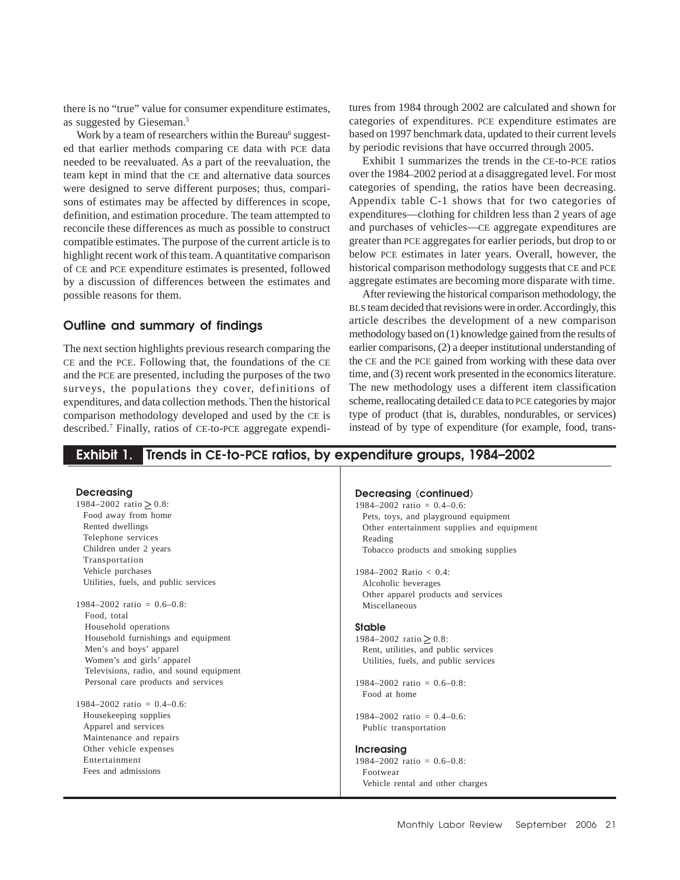there is no "true" value for consumer expenditure estimates, as suggested by Gieseman.[5]

Work by a team of researchers within the Bureau[6] suggested that earlier methods comparing CE data with PCE data needed to be reevaluated. As a part of the reevaluation, the team kept in mind that the CE and alternative data sources were designed to serve different purposes; thus, comparisons of estimates may be affected by differences in scope, definition, and estimation procedure. The team attempted to reconcile these differences as much as possible to construct compatible estimates. The purpose of the current article is to highlight recent work of this team. A quantitative comparison of CE and PCE expenditure estimates is presented, followed by a discussion of differences between the estimates and possible reasons for them.

## Outline and summary of findings

The next section highlights previous research comparing the CE and the PCE. Following that, the foundations of the CE and the PCE are presented, including the purposes of the two surveys, the populations they cover, definitions of expenditures, and data collection methods. Then the historical comparison methodology developed and used by the CE is described.[7] Finally, ratios of CE-to-PCE aggregate expenditures from 1984 through 2002 are calculated and shown for categories of expenditures. PCE expenditure estimates are based on 1997 benchmark data, updated to their current levels by periodic revisions that have occurred through 2005.

Exhibit 1 summarizes the trends in the CE-to-PCE ratios over the 1984–2002 period at a disaggregated level. For most categories of spending, the ratios have been decreasing. Appendix table C-1 shows that for two categories of expenditures—clothing for children less than 2 years of age and purchases of vehicles—CE aggregate expenditures are greater than PCE aggregates for earlier periods, but drop to or below PCE estimates in later years. Overall, however, the historical comparison methodology suggests that CE and PCE aggregate estimates are becoming more disparate with time.

After reviewing the historical comparison methodology, the BLS team decided that revisions were in order. Accordingly, this article describes the development of a new comparison methodology based on (1) knowledge gained from the results of earlier comparisons, (2) a deeper institutional understanding of the CE and the PCE gained from working with these data over time, and (3) recent work presented in the economics literature. The new methodology uses a different item classification scheme, reallocating detailed CE data to PCE categories by major type of product (that is, durables, nondurables, or services) instead of by type of expenditure (for example, food, trans-

### Exhibit 1. Trends in CE-to-PCE ratios, by expenditure groups, 1984–2002

**Decreasing**

1984–2002 ratio ≥ 0.8:
- Food away from home
- Rented dwellings
- Telephone services
- Children under 2 years
- Transportation
- Vehicle purchases
- Utilities, fuels, and public services

1984–2002 ratio = 0.6–0.8:
- Food, total
- Household operations
- Household furnishings and equipment
- Men's and boys' apparel
- Women's and girls' apparel
- Televisions, radio, and sound equipment
- Personal care products and services

1984–2002 ratio = 0.4–0.6:
- Housekeeping supplies
- Apparel and services
- Maintenance and repairs
- Other vehicle expenses
- Entertainment
- Fees and admissions

**Decreasing (continued)**

1984–2002 ratio = 0.4–0.6:
- Pets, toys, and playground equipment
- Other entertainment supplies and equipment
- Reading
- Tobacco products and smoking supplies

1984–2002 Ratio < 0.4:
- Alcoholic beverages
- Other apparel products and services
- Miscellaneous

**Stable**

1984–2002 ratio ≥ 0.8:
- Rent, utilities, and public services
- Utilities, fuels, and public services

1984–2002 ratio = 0.6–0.8:
- Food at home

1984–2002 ratio = 0.4–0.6:
- Public transportation

**Increasing**

1984–2002 ratio = 0.6–0.8:
- Footwear
- Vehicle rental and other charges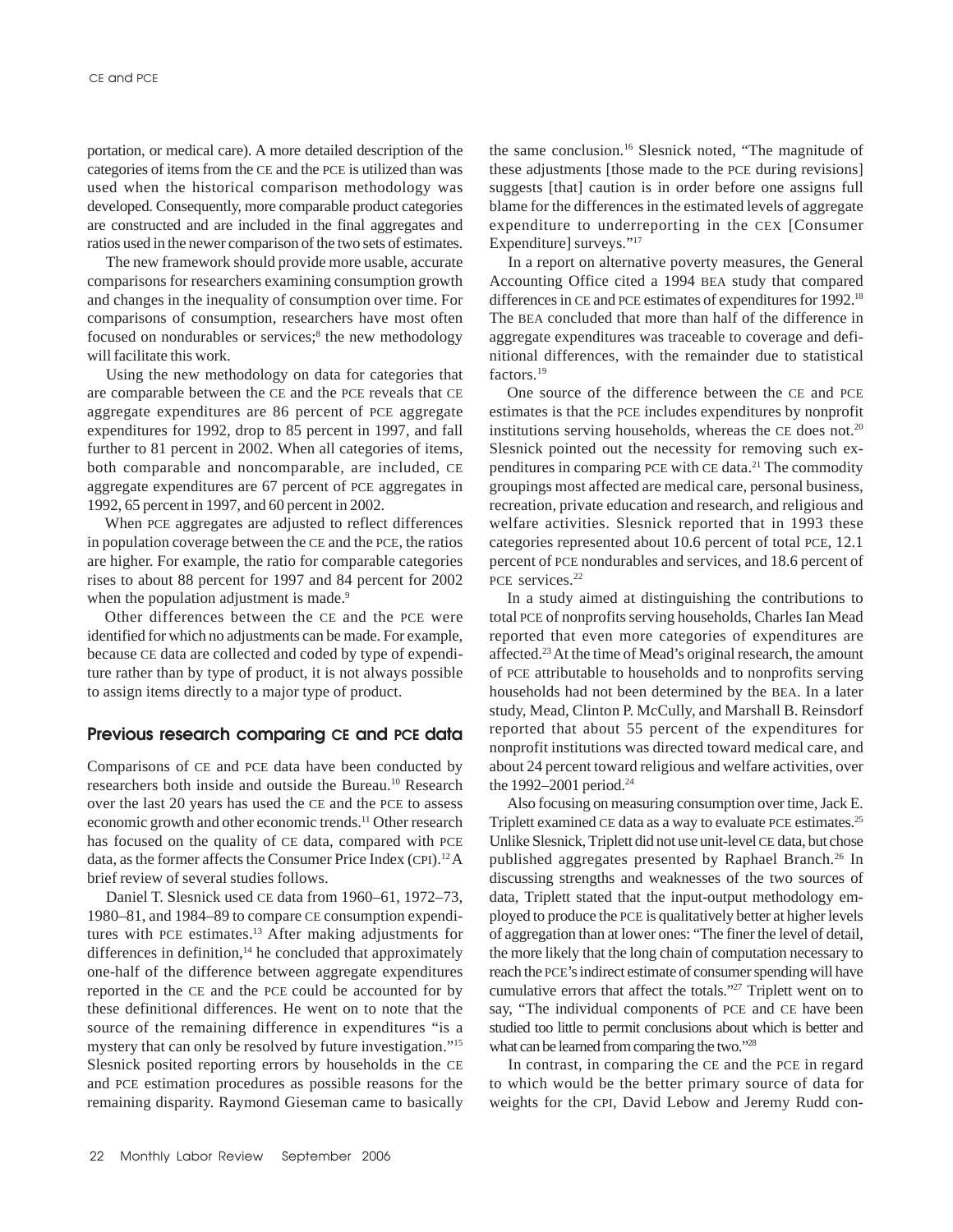portation, or medical care). A more detailed description of the categories of items from the CE and the PCE is utilized than was used when the historical comparison methodology was developed. Consequently, more comparable product categories are constructed and are included in the final aggregates and ratios used in the newer comparison of the two sets of estimates.

The new framework should provide more usable, accurate comparisons for researchers examining consumption growth and changes in the inequality of consumption over time. For comparisons of consumption, researchers have most often focused on nondurables or services;[8] the new methodology will facilitate this work.

Using the new methodology on data for categories that are comparable between the CE and the PCE reveals that CE aggregate expenditures are 86 percent of PCE aggregate expenditures for 1992, drop to 85 percent in 1997, and fall further to 81 percent in 2002. When all categories of items, both comparable and noncomparable, are included, CE aggregate expenditures are 67 percent of PCE aggregates in 1992, 65 percent in 1997, and 60 percent in 2002.

When PCE aggregates are adjusted to reflect differences in population coverage between the CE and the PCE, the ratios are higher. For example, the ratio for comparable categories rises to about 88 percent for 1997 and 84 percent for 2002 when the population adjustment is made.[9]

Other differences between the CE and the PCE were identified for which no adjustments can be made. For example, because CE data are collected and coded by type of expenditure rather than by type of product, it is not always possible to assign items directly to a major type of product.

## Previous research comparing CE and PCE data

Comparisons of CE and PCE data have been conducted by researchers both inside and outside the Bureau.[10] Research over the last 20 years has used the CE and the PCE to assess economic growth and other economic trends.[11] Other research has focused on the quality of CE data, compared with PCE data, as the former affects the Consumer Price Index (CPI).[12] A brief review of several studies follows.

Daniel T. Slesnick used CE data from 1960–61, 1972–73, 1980–81, and 1984–89 to compare CE consumption expenditures with PCE estimates.[13] After making adjustments for differences in definition,[14] he concluded that approximately one-half of the difference between aggregate expenditures reported in the CE and the PCE could be accounted for by these definitional differences. He went on to note that the source of the remaining difference in expenditures "is a mystery that can only be resolved by future investigation."[15] Slesnick posited reporting errors by households in the CE and PCE estimation procedures as possible reasons for the remaining disparity. Raymond Gieseman came to basically the same conclusion.[16] Slesnick noted, "The magnitude of these adjustments [those made to the PCE during revisions] suggests [that] caution is in order before one assigns full blame for the differences in the estimated levels of aggregate expenditure to underreporting in the CEX [Consumer Expenditure] surveys."[17]

In a report on alternative poverty measures, the General Accounting Office cited a 1994 BEA study that compared differences in CE and PCE estimates of expenditures for 1992.[18] The BEA concluded that more than half of the difference in aggregate expenditures was traceable to coverage and definitional differences, with the remainder due to statistical factors.[19]

One source of the difference between the CE and PCE estimates is that the PCE includes expenditures by nonprofit institutions serving households, whereas the CE does not.[20] Slesnick pointed out the necessity for removing such expenditures in comparing PCE with CE data.[21] The commodity groupings most affected are medical care, personal business, recreation, private education and research, and religious and welfare activities. Slesnick reported that in 1993 these categories represented about 10.6 percent of total PCE, 12.1 percent of PCE nondurables and services, and 18.6 percent of PCE services.[22]

In a study aimed at distinguishing the contributions to total PCE of nonprofits serving households, Charles Ian Mead reported that even more categories of expenditures are affected.[23] At the time of Mead's original research, the amount of PCE attributable to households and to nonprofits serving households had not been determined by the BEA. In a later study, Mead, Clinton P. McCully, and Marshall B. Reinsdorf reported that about 55 percent of the expenditures for nonprofit institutions was directed toward medical care, and about 24 percent toward religious and welfare activities, over the 1992–2001 period.[24]

Also focusing on measuring consumption over time, Jack E. Triplett examined CE data as a way to evaluate PCE estimates.[25] Unlike Slesnick, Triplett did not use unit-level CE data, but chose published aggregates presented by Raphael Branch.[26] In discussing strengths and weaknesses of the two sources of data, Triplett stated that the input-output methodology employed to produce the PCE is qualitatively better at higher levels of aggregation than at lower ones: "The finer the level of detail, the more likely that the long chain of computation necessary to reach the PCE's indirect estimate of consumer spending will have cumulative errors that affect the totals."[27] Triplett went on to say, "The individual components of PCE and CE have been studied too little to permit conclusions about which is better and what can be learned from comparing the two."[28]

In contrast, in comparing the CE and the PCE in regard to which would be the better primary source of data for weights for the CPI, David Lebow and Jeremy Rudd con-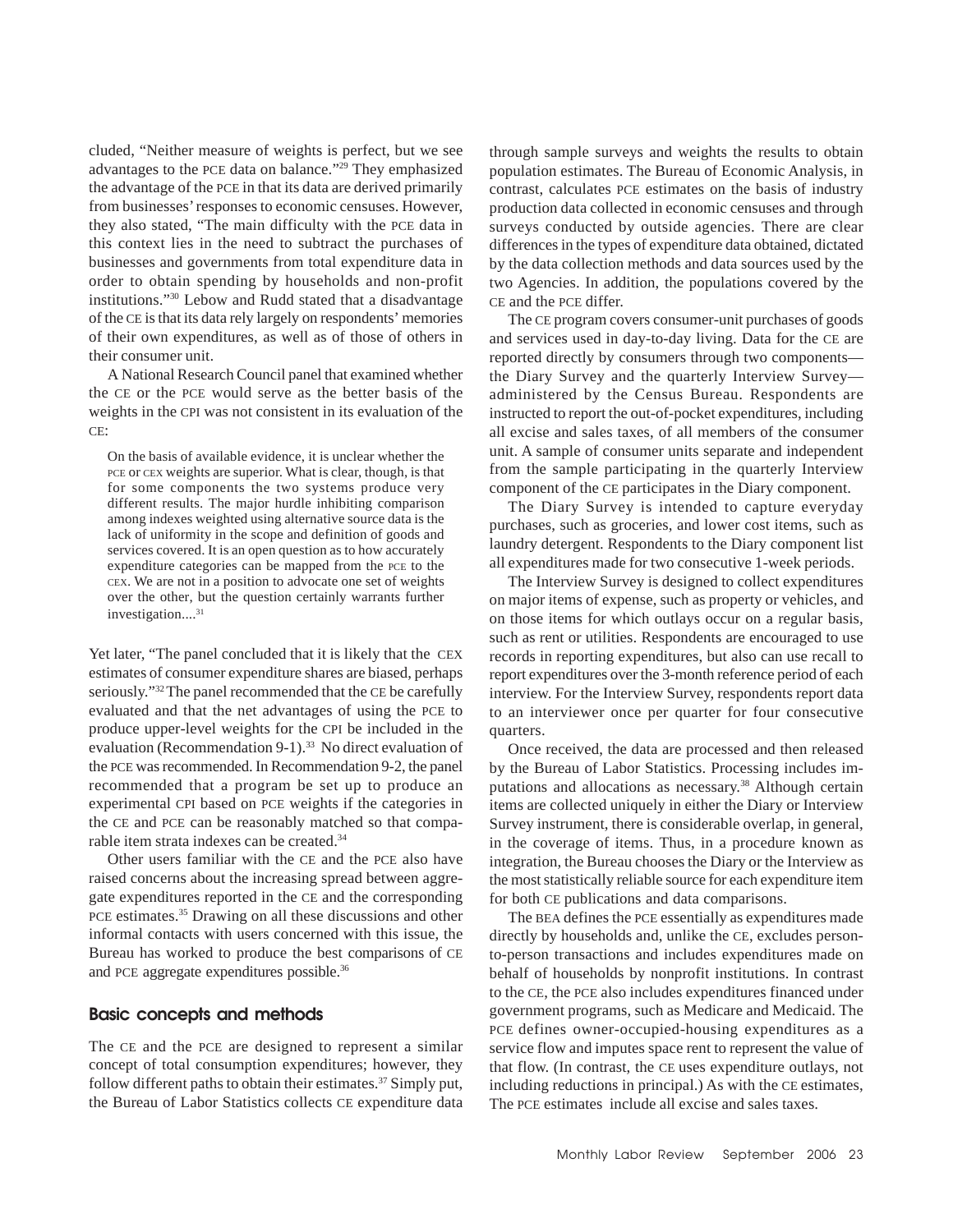cluded, "Neither measure of weights is perfect, but we see advantages to the PCE data on balance."[29] They emphasized the advantage of the PCE in that its data are derived primarily from businesses' responses to economic censuses. However, they also stated, "The main difficulty with the PCE data in this context lies in the need to subtract the purchases of businesses and governments from total expenditure data in order to obtain spending by households and non-profit institutions."[30] Lebow and Rudd stated that a disadvantage of the CE is that its data rely largely on respondents' memories of their own expenditures, as well as of those of others in their consumer unit.

A National Research Council panel that examined whether the CE or the PCE would serve as the better basis of the weights in the CPI was not consistent in its evaluation of the CE:

> On the basis of available evidence, it is unclear whether the PCE or CEX weights are superior. What is clear, though, is that for some components the two systems produce very different results. The major hurdle inhibiting comparison among indexes weighted using alternative source data is the lack of uniformity in the scope and definition of goods and services covered. It is an open question as to how accurately expenditure categories can be mapped from the PCE to the CEX. We are not in a position to advocate one set of weights over the other, but the question certainly warrants further investigation....[31]

Yet later, "The panel concluded that it is likely that the CEX estimates of consumer expenditure shares are biased, perhaps seriously."[32] The panel recommended that the CE be carefully evaluated and that the net advantages of using the PCE to produce upper-level weights for the CPI be included in the evaluation (Recommendation 9-1).[33] No direct evaluation of the PCE was recommended. In Recommendation 9-2, the panel recommended that a program be set up to produce an experimental CPI based on PCE weights if the categories in the CE and PCE can be reasonably matched so that comparable item strata indexes can be created.[34]

Other users familiar with the CE and the PCE also have raised concerns about the increasing spread between aggregate expenditures reported in the CE and the corresponding PCE estimates.[35] Drawing on all these discussions and other informal contacts with users concerned with this issue, the Bureau has worked to produce the best comparisons of CE and PCE aggregate expenditures possible.[36]

## Basic concepts and methods

The CE and the PCE are designed to represent a similar concept of total consumption expenditures; however, they follow different paths to obtain their estimates.[37] Simply put, the Bureau of Labor Statistics collects CE expenditure data through sample surveys and weights the results to obtain population estimates. The Bureau of Economic Analysis, in contrast, calculates PCE estimates on the basis of industry production data collected in economic censuses and through surveys conducted by outside agencies. There are clear differences in the types of expenditure data obtained, dictated by the data collection methods and data sources used by the two Agencies. In addition, the populations covered by the CE and the PCE differ.

The CE program covers consumer-unit purchases of goods and services used in day-to-day living. Data for the CE are reported directly by consumers through two components—the Diary Survey and the quarterly Interview Survey—administered by the Census Bureau. Respondents are instructed to report the out-of-pocket expenditures, including all excise and sales taxes, of all members of the consumer unit. A sample of consumer units separate and independent from the sample participating in the quarterly Interview component of the CE participates in the Diary component.

The Diary Survey is intended to capture everyday purchases, such as groceries, and lower cost items, such as laundry detergent. Respondents to the Diary component list all expenditures made for two consecutive 1-week periods.

The Interview Survey is designed to collect expenditures on major items of expense, such as property or vehicles, and on those items for which outlays occur on a regular basis, such as rent or utilities. Respondents are encouraged to use records in reporting expenditures, but also can use recall to report expenditures over the 3-month reference period of each interview. For the Interview Survey, respondents report data to an interviewer once per quarter for four consecutive quarters.

Once received, the data are processed and then released by the Bureau of Labor Statistics. Processing includes imputations and allocations as necessary.[38] Although certain items are collected uniquely in either the Diary or Interview Survey instrument, there is considerable overlap, in general, in the coverage of items. Thus, in a procedure known as integration, the Bureau chooses the Diary or the Interview as the most statistically reliable source for each expenditure item for both CE publications and data comparisons.

The BEA defines the PCE essentially as expenditures made directly by households and, unlike the CE, excludes person-to-person transactions and includes expenditures made on behalf of households by nonprofit institutions. In contrast to the CE, the PCE also includes expenditures financed under government programs, such as Medicare and Medicaid. The PCE defines owner-occupied-housing expenditures as a service flow and imputes space rent to represent the value of that flow. (In contrast, the CE uses expenditure outlays, not including reductions in principal.) As with the CE estimates, The PCE estimates include all excise and sales taxes.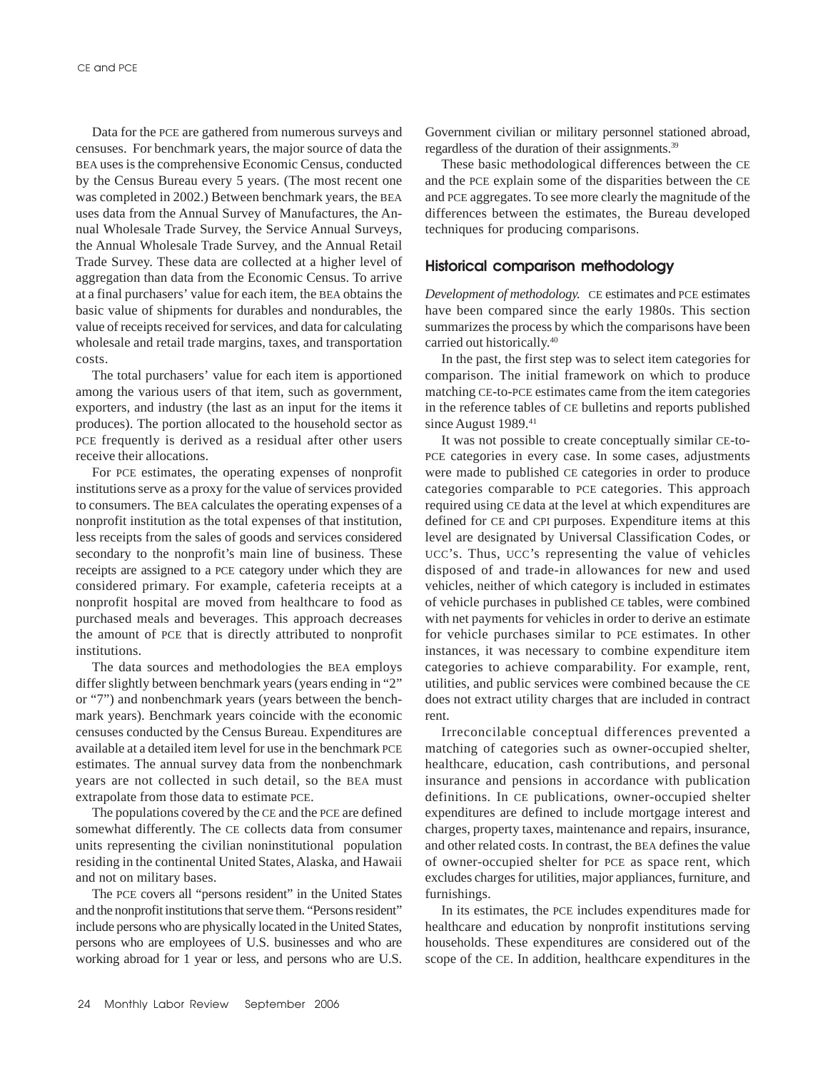Data for the PCE are gathered from numerous surveys and censuses. For benchmark years, the major source of data the BEA uses is the comprehensive Economic Census, conducted by the Census Bureau every 5 years. (The most recent one was completed in 2002.) Between benchmark years, the BEA uses data from the Annual Survey of Manufactures, the Annual Wholesale Trade Survey, the Service Annual Surveys, the Annual Wholesale Trade Survey, and the Annual Retail Trade Survey. These data are collected at a higher level of aggregation than data from the Economic Census. To arrive at a final purchasers' value for each item, the BEA obtains the basic value of shipments for durables and nondurables, the value of receipts received for services, and data for calculating wholesale and retail trade margins, taxes, and transportation costs.

The total purchasers' value for each item is apportioned among the various users of that item, such as government, exporters, and industry (the last as an input for the items it produces). The portion allocated to the household sector as PCE frequently is derived as a residual after other users receive their allocations.

For PCE estimates, the operating expenses of nonprofit institutions serve as a proxy for the value of services provided to consumers. The BEA calculates the operating expenses of a nonprofit institution as the total expenses of that institution, less receipts from the sales of goods and services considered secondary to the nonprofit's main line of business. These receipts are assigned to a PCE category under which they are considered primary. For example, cafeteria receipts at a nonprofit hospital are moved from healthcare to food as purchased meals and beverages. This approach decreases the amount of PCE that is directly attributed to nonprofit institutions.

The data sources and methodologies the BEA employs differ slightly between benchmark years (years ending in "2" or "7") and nonbenchmark years (years between the benchmark years). Benchmark years coincide with the economic censuses conducted by the Census Bureau. Expenditures are available at a detailed item level for use in the benchmark PCE estimates. The annual survey data from the nonbenchmark years are not collected in such detail, so the BEA must extrapolate from those data to estimate PCE.

The populations covered by the CE and the PCE are defined somewhat differently. The CE collects data from consumer units representing the civilian noninstitutional population residing in the continental United States, Alaska, and Hawaii and not on military bases.

The PCE covers all "persons resident" in the United States and the nonprofit institutions that serve them. "Persons resident" include persons who are physically located in the United States, persons who are employees of U.S. businesses and who are working abroad for 1 year or less, and persons who are U.S. Government civilian or military personnel stationed abroad, regardless of the duration of their assignments.[39]

These basic methodological differences between the CE and the PCE explain some of the disparities between the CE and PCE aggregates. To see more clearly the magnitude of the differences between the estimates, the Bureau developed techniques for producing comparisons.

## Historical comparison methodology

*Development of methodology.* CE estimates and PCE estimates have been compared since the early 1980s. This section summarizes the process by which the comparisons have been carried out historically.[40]

In the past, the first step was to select item categories for comparison. The initial framework on which to produce matching CE-to-PCE estimates came from the item categories in the reference tables of CE bulletins and reports published since August 1989.[41]

It was not possible to create conceptually similar CE-to-PCE categories in every case. In some cases, adjustments were made to published CE categories in order to produce categories comparable to PCE categories. This approach required using CE data at the level at which expenditures are defined for CE and CPI purposes. Expenditure items at this level are designated by Universal Classification Codes, or UCC's. Thus, UCC's representing the value of vehicles disposed of and trade-in allowances for new and used vehicles, neither of which category is included in estimates of vehicle purchases in published CE tables, were combined with net payments for vehicles in order to derive an estimate for vehicle purchases similar to PCE estimates. In other instances, it was necessary to combine expenditure item categories to achieve comparability. For example, rent, utilities, and public services were combined because the CE does not extract utility charges that are included in contract rent.

Irreconcilable conceptual differences prevented a matching of categories such as owner-occupied shelter, healthcare, education, cash contributions, and personal insurance and pensions in accordance with publication definitions. In CE publications, owner-occupied shelter expenditures are defined to include mortgage interest and charges, property taxes, maintenance and repairs, insurance, and other related costs. In contrast, the BEA defines the value of owner-occupied shelter for PCE as space rent, which excludes charges for utilities, major appliances, furniture, and furnishings.

In its estimates, the PCE includes expenditures made for healthcare and education by nonprofit institutions serving households. These expenditures are considered out of the scope of the CE. In addition, healthcare expenditures in the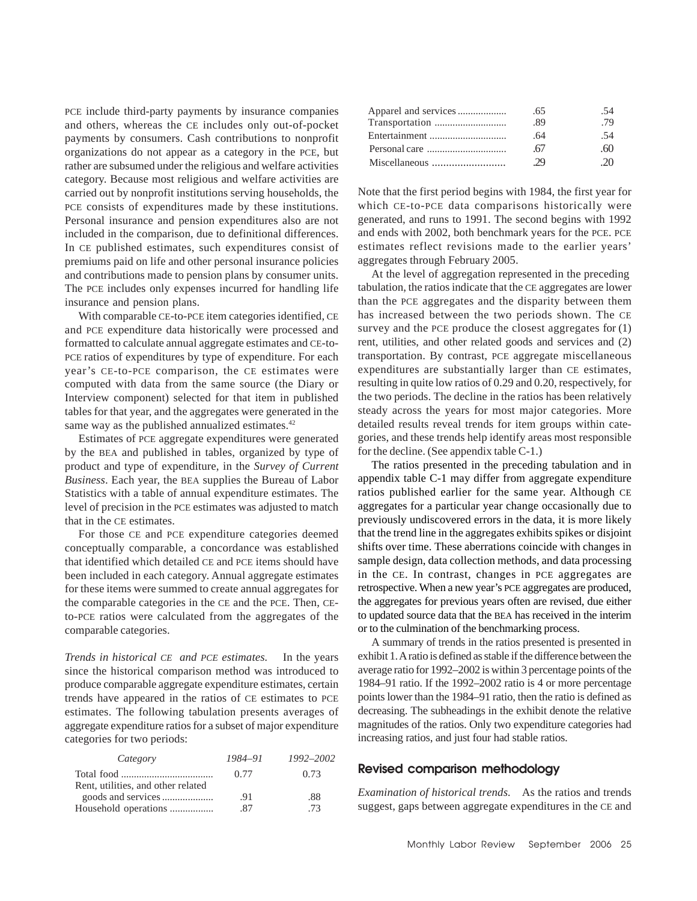PCE include third-party payments by insurance companies and others, whereas the CE includes only out-of-pocket payments by consumers. Cash contributions to nonprofit organizations do not appear as a category in the PCE, but rather are subsumed under the religious and welfare activities category. Because most religious and welfare activities are carried out by nonprofit institutions serving households, the PCE consists of expenditures made by these institutions. Personal insurance and pension expenditures also are not included in the comparison, due to definitional differences. In CE published estimates, such expenditures consist of premiums paid on life and other personal insurance policies and contributions made to pension plans by consumer units. The PCE includes only expenses incurred for handling life insurance and pension plans.

With comparable CE-to-PCE item categories identified, CE and PCE expenditure data historically were processed and formatted to calculate annual aggregate estimates and CE-to-PCE ratios of expenditures by type of expenditure. For each year's CE-to-PCE comparison, the CE estimates were computed with data from the same source (the Diary or Interview component) selected for that item in published tables for that year, and the aggregates were generated in the same way as the published annualized estimates.[42]

Estimates of PCE aggregate expenditures were generated by the BEA and published in tables, organized by type of product and type of expenditure, in the *Survey of Current Business*. Each year, the BEA supplies the Bureau of Labor Statistics with a table of annual expenditure estimates. The level of precision in the PCE estimates was adjusted to match that in the CE estimates.

For those CE and PCE expenditure categories deemed conceptually comparable, a concordance was established that identified which detailed CE and PCE items should have been included in each category. Annual aggregate estimates for these items were summed to create annual aggregates for the comparable categories in the CE and the PCE. Then, CE-to-PCE ratios were calculated from the aggregates of the comparable categories.

*Trends in historical CE and PCE estimates.* In the years since the historical comparison method was introduced to produce comparable aggregate expenditure estimates, certain trends have appeared in the ratios of CE estimates to PCE estimates. The following tabulation presents averages of aggregate expenditure ratios for a subset of major expenditure categories for two periods:

| *Category* | *1984–91* | *1992–2002* |
|---|---|---|
| Total food | 0.77 | 0.73 |
| Rent, utilities, and other related goods and services | .91 | .88 |
| Household operations | .87 | .73 |
| Apparel and services | .65 | .54 |
| Transportation | .89 | .79 |
| Entertainment | .64 | .54 |
| Personal care | .67 | .60 |
| Miscellaneous | .29 | .20 |

Note that the first period begins with 1984, the first year for which CE-to-PCE data comparisons historically were generated, and runs to 1991. The second begins with 1992 and ends with 2002, both benchmark years for the PCE. PCE estimates reflect revisions made to the earlier years' aggregates through February 2005.

At the level of aggregation represented in the preceding tabulation, the ratios indicate that the CE aggregates are lower than the PCE aggregates and the disparity between them has increased between the two periods shown. The CE survey and the PCE produce the closest aggregates for (1) rent, utilities, and other related goods and services and (2) transportation. By contrast, PCE aggregate miscellaneous expenditures are substantially larger than CE estimates, resulting in quite low ratios of 0.29 and 0.20, respectively, for the two periods. The decline in the ratios has been relatively steady across the years for most major categories. More detailed results reveal trends for item groups within categories, and these trends help identify areas most responsible for the decline. (See appendix table C-1.)

The ratios presented in the preceding tabulation and in appendix table C-1 may differ from aggregate expenditure ratios published earlier for the same year. Although CE aggregates for a particular year change occasionally due to previously undiscovered errors in the data, it is more likely that the trend line in the aggregates exhibits spikes or disjoint shifts over time. These aberrations coincide with changes in sample design, data collection methods, and data processing in the CE. In contrast, changes in PCE aggregates are retrospective. When a new year's PCE aggregates are produced, the aggregates for previous years often are revised, due either to updated source data that the BEA has received in the interim or to the culmination of the benchmarking process.

A summary of trends in the ratios presented is presented in exhibit 1. A ratio is defined as stable if the difference between the average ratio for 1992–2002 is within 3 percentage points of the 1984–91 ratio. If the 1992–2002 ratio is 4 or more percentage points lower than the 1984–91 ratio, then the ratio is defined as decreasing. The subheadings in the exhibit denote the relative magnitudes of the ratios. Only two expenditure categories had increasing ratios, and just four had stable ratios.

## Revised comparison methodology

*Examination of historical trends.* As the ratios and trends suggest, gaps between aggregate expenditures in the CE and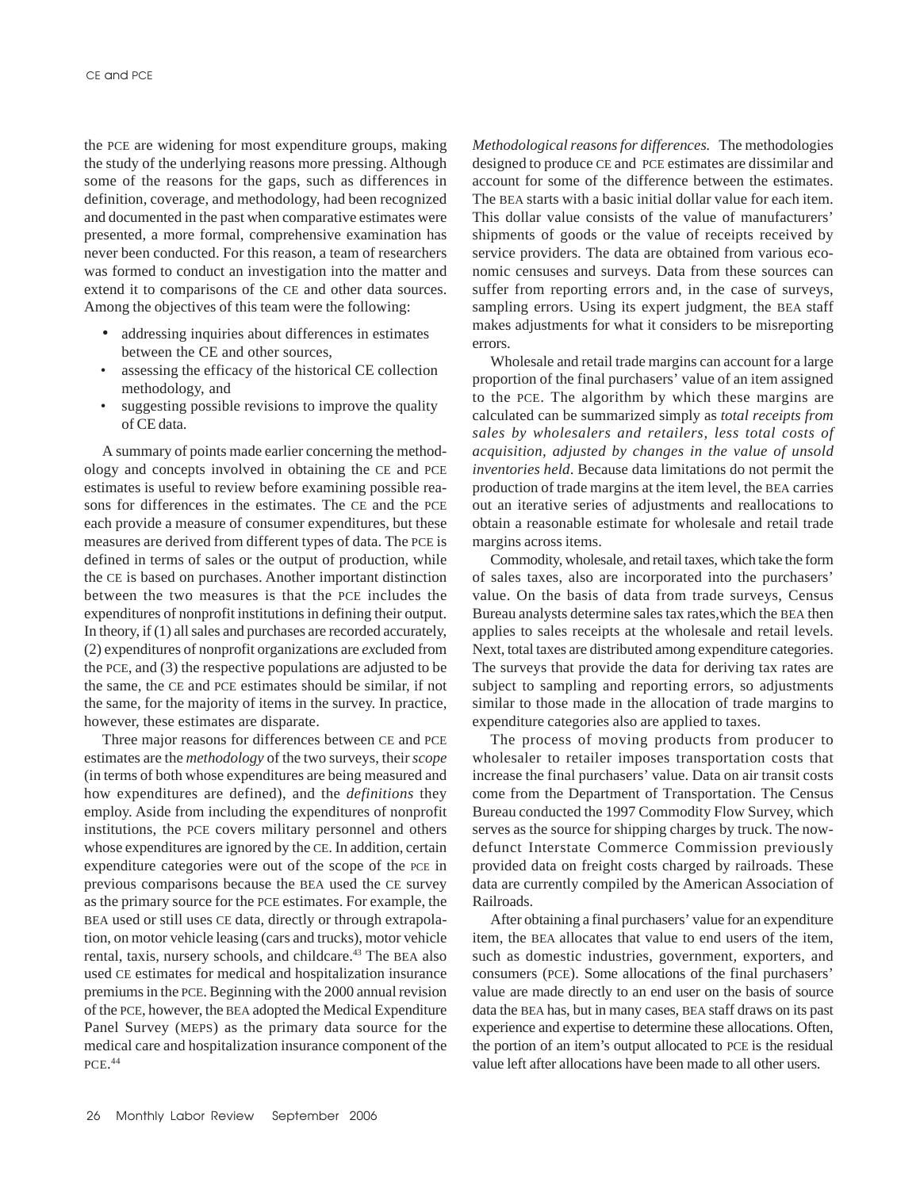the PCE are widening for most expenditure groups, making the study of the underlying reasons more pressing. Although some of the reasons for the gaps, such as differences in definition, coverage, and methodology, had been recognized and documented in the past when comparative estimates were presented, a more formal, comprehensive examination has never been conducted. For this reason, a team of researchers was formed to conduct an investigation into the matter and extend it to comparisons of the CE and other data sources. Among the objectives of this team were the following:

- addressing inquiries about differences in estimates between the CE and other sources,
- assessing the efficacy of the historical CE collection methodology, and
- suggesting possible revisions to improve the quality of CE data.

A summary of points made earlier concerning the methodology and concepts involved in obtaining the CE and PCE estimates is useful to review before examining possible reasons for differences in the estimates. The CE and the PCE each provide a measure of consumer expenditures, but these measures are derived from different types of data. The PCE is defined in terms of sales or the output of production, while the CE is based on purchases. Another important distinction between the two measures is that the PCE includes the expenditures of nonprofit institutions in defining their output. In theory, if (1) all sales and purchases are recorded accurately, (2) expenditures of nonprofit organizations are *ex*cluded from the PCE, and (3) the respective populations are adjusted to be the same, the CE and PCE estimates should be similar, if not the same, for the majority of items in the survey. In practice, however, these estimates are disparate.

Three major reasons for differences between CE and PCE estimates are the *methodology* of the two surveys, their *scope* (in terms of both whose expenditures are being measured and how expenditures are defined), and the *definitions* they employ. Aside from including the expenditures of nonprofit institutions, the PCE covers military personnel and others whose expenditures are ignored by the CE. In addition, certain expenditure categories were out of the scope of the PCE in previous comparisons because the BEA used the CE survey as the primary source for the PCE estimates. For example, the BEA used or still uses CE data, directly or through extrapolation, on motor vehicle leasing (cars and trucks), motor vehicle rental, taxis, nursery schools, and childcare.[43] The BEA also used CE estimates for medical and hospitalization insurance premiums in the PCE. Beginning with the 2000 annual revision of the PCE, however, the BEA adopted the Medical Expenditure Panel Survey (MEPS) as the primary data source for the medical care and hospitalization insurance component of the PCE.[44]

*Methodological reasons for differences.* The methodologies designed to produce CE and PCE estimates are dissimilar and account for some of the difference between the estimates. The BEA starts with a basic initial dollar value for each item. This dollar value consists of the value of manufacturers' shipments of goods or the value of receipts received by service providers. The data are obtained from various economic censuses and surveys. Data from these sources can suffer from reporting errors and, in the case of surveys, sampling errors. Using its expert judgment, the BEA staff makes adjustments for what it considers to be misreporting errors.

Wholesale and retail trade margins can account for a large proportion of the final purchasers' value of an item assigned to the PCE. The algorithm by which these margins are calculated can be summarized simply as *total receipts from sales by wholesalers and retailers, less total costs of acquisition, adjusted by changes in the value of unsold inventories held*. Because data limitations do not permit the production of trade margins at the item level, the BEA carries out an iterative series of adjustments and reallocations to obtain a reasonable estimate for wholesale and retail trade margins across items.

Commodity, wholesale, and retail taxes, which take the form of sales taxes, also are incorporated into the purchasers' value. On the basis of data from trade surveys, Census Bureau analysts determine sales tax rates,which the BEA then applies to sales receipts at the wholesale and retail levels. Next, total taxes are distributed among expenditure categories. The surveys that provide the data for deriving tax rates are subject to sampling and reporting errors, so adjustments similar to those made in the allocation of trade margins to expenditure categories also are applied to taxes.

The process of moving products from producer to wholesaler to retailer imposes transportation costs that increase the final purchasers' value. Data on air transit costs come from the Department of Transportation. The Census Bureau conducted the 1997 Commodity Flow Survey, which serves as the source for shipping charges by truck. The now-defunct Interstate Commerce Commission previously provided data on freight costs charged by railroads. These data are currently compiled by the American Association of Railroads.

After obtaining a final purchasers' value for an expenditure item, the BEA allocates that value to end users of the item, such as domestic industries, government, exporters, and consumers (PCE). Some allocations of the final purchasers' value are made directly to an end user on the basis of source data the BEA has, but in many cases, BEA staff draws on its past experience and expertise to determine these allocations. Often, the portion of an item's output allocated to PCE is the residual value left after allocations have been made to all other users.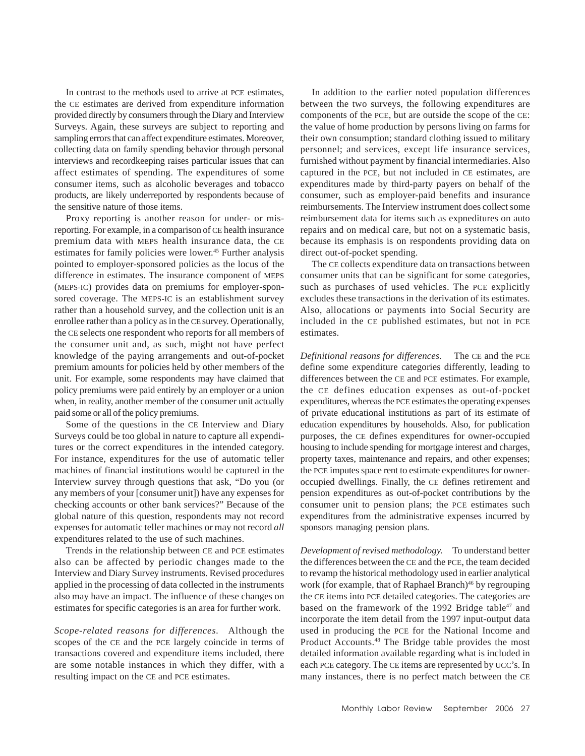In contrast to the methods used to arrive at PCE estimates, the CE estimates are derived from expenditure information provided directly by consumers through the Diary and Interview Surveys. Again, these surveys are subject to reporting and sampling errors that can affect expenditure estimates. Moreover, collecting data on family spending behavior through personal interviews and recordkeeping raises particular issues that can affect estimates of spending. The expenditures of some consumer items, such as alcoholic beverages and tobacco products, are likely underreported by respondents because of the sensitive nature of those items.

Proxy reporting is another reason for under- or misreporting. For example, in a comparison of CE health insurance premium data with MEPS health insurance data, the CE estimates for family policies were lower.[45] Further analysis pointed to employer-sponsored policies as the locus of the difference in estimates. The insurance component of MEPS (MEPS-IC) provides data on premiums for employer-sponsored coverage. The MEPS-IC is an establishment survey rather than a household survey, and the collection unit is an enrollee rather than a policy as in the CE survey. Operationally, the CE selects one respondent who reports for all members of the consumer unit and, as such, might not have perfect knowledge of the paying arrangements and out-of-pocket premium amounts for policies held by other members of the unit. For example, some respondents may have claimed that policy premiums were paid entirely by an employer or a union when, in reality, another member of the consumer unit actually paid some or all of the policy premiums.

Some of the questions in the CE Interview and Diary Surveys could be too global in nature to capture all expenditures or the correct expenditures in the intended category. For instance, expenditures for the use of automatic teller machines of financial institutions would be captured in the Interview survey through questions that ask, "Do you (or any members of your [consumer unit]) have any expenses for checking accounts or other bank services?" Because of the global nature of this question, respondents may not record expenses for automatic teller machines or may not record *all* expenditures related to the use of such machines.

Trends in the relationship between CE and PCE estimates also can be affected by periodic changes made to the Interview and Diary Survey instruments. Revised procedures applied in the processing of data collected in the instruments also may have an impact. The influence of these changes on estimates for specific categories is an area for further work.

*Scope-related reasons for differences.* Although the scopes of the CE and the PCE largely coincide in terms of transactions covered and expenditure items included, there are some notable instances in which they differ, with a resulting impact on the CE and PCE estimates.

In addition to the earlier noted population differences between the two surveys, the following expenditures are components of the PCE, but are outside the scope of the CE: the value of home production by persons living on farms for their own consumption; standard clothing issued to military personnel; and services, except life insurance services, furnished without payment by financial intermediaries. Also captured in the PCE, but not included in CE estimates, are expenditures made by third-party payers on behalf of the consumer, such as employer-paid benefits and insurance reimbursements. The Interview instrument does collect some reimbursement data for items such as expneditures on auto repairs and on medical care, but not on a systematic basis, because its emphasis is on respondents providing data on direct out-of-pocket spending.

The CE collects expenditure data on transactions between consumer units that can be significant for some categories, such as purchases of used vehicles. The PCE explicitly excludes these transactions in the derivation of its estimates. Also, allocations or payments into Social Security are included in the CE published estimates, but not in PCE estimates.

*Definitional reasons for differences.* The CE and the PCE define some expenditure categories differently, leading to differences between the CE and PCE estimates. For example, the CE defines education expenses as out-of-pocket expenditures, whereas the PCE estimates the operating expenses of private educational institutions as part of its estimate of education expenditures by households. Also, for publication purposes, the CE defines expenditures for owner-occupied housing to include spending for mortgage interest and charges, property taxes, maintenance and repairs, and other expenses; the PCE imputes space rent to estimate expenditures for owner-occupied dwellings. Finally, the CE defines retirement and pension expenditures as out-of-pocket contributions by the consumer unit to pension plans; the PCE estimates such expenditures from the administrative expenses incurred by sponsors managing pension plans.

*Development of revised methodology.* To understand better the differences between the CE and the PCE, the team decided to revamp the historical methodology used in earlier analytical work (for example, that of Raphael Branch)[46] by regrouping the CE items into PCE detailed categories. The categories are based on the framework of the 1992 Bridge table[47] and incorporate the item detail from the 1997 input-output data used in producing the PCE for the National Income and Product Accounts.[48] The Bridge table provides the most detailed information available regarding what is included in each PCE category. The CE items are represented by UCC's. In many instances, there is no perfect match between the CE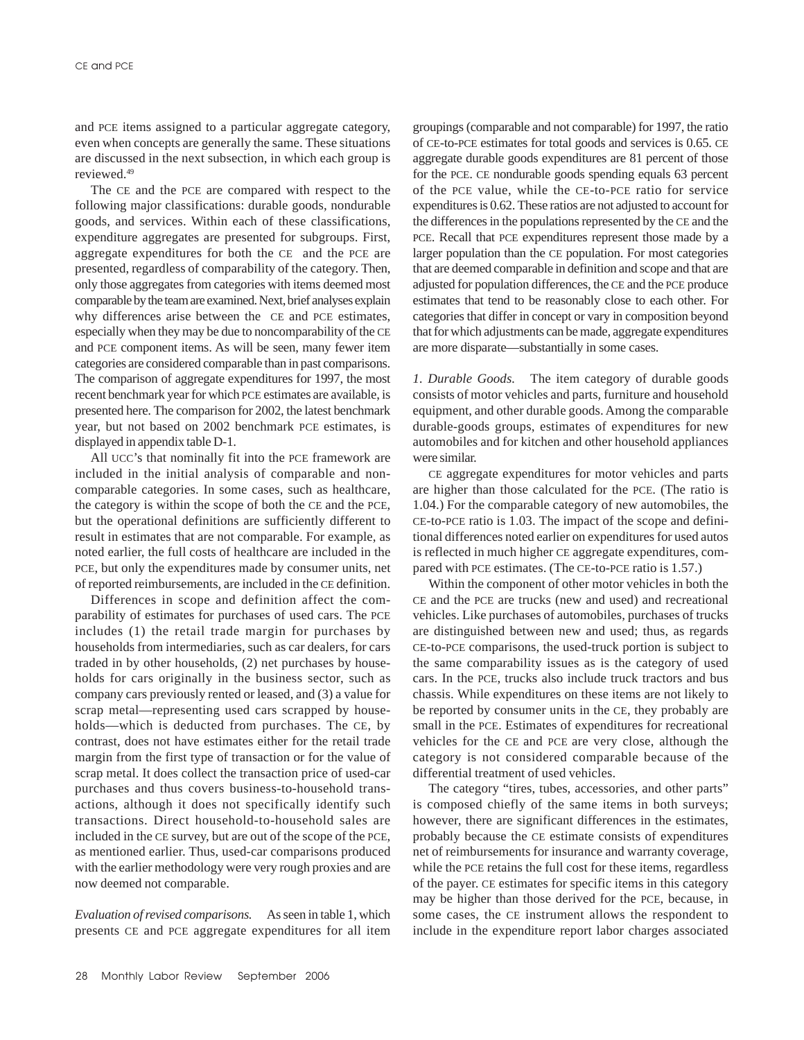and PCE items assigned to a particular aggregate category, even when concepts are generally the same. These situations are discussed in the next subsection, in which each group is reviewed.[49]

The CE and the PCE are compared with respect to the following major classifications: durable goods, nondurable goods, and services. Within each of these classifications, expenditure aggregates are presented for subgroups. First, aggregate expenditures for both the CE and the PCE are presented, regardless of comparability of the category. Then, only those aggregates from categories with items deemed most comparable by the team are examined. Next, brief analyses explain why differences arise between the CE and PCE estimates, especially when they may be due to noncomparability of the CE and PCE component items. As will be seen, many fewer item categories are considered comparable than in past comparisons. The comparison of aggregate expenditures for 1997, the most recent benchmark year for which PCE estimates are available, is presented here. The comparison for 2002, the latest benchmark year, but not based on 2002 benchmark PCE estimates, is displayed in appendix table D-1.

All UCC's that nominally fit into the PCE framework are included in the initial analysis of comparable and noncomparable categories. In some cases, such as healthcare, the category is within the scope of both the CE and the PCE, but the operational definitions are sufficiently different to result in estimates that are not comparable. For example, as noted earlier, the full costs of healthcare are included in the PCE, but only the expenditures made by consumer units, net of reported reimbursements, are included in the CE definition.

Differences in scope and definition affect the comparability of estimates for purchases of used cars. The PCE includes (1) the retail trade margin for purchases by households from intermediaries, such as car dealers, for cars traded in by other households, (2) net purchases by households for cars originally in the business sector, such as company cars previously rented or leased, and (3) a value for scrap metal—representing used cars scrapped by households—which is deducted from purchases. The CE, by contrast, does not have estimates either for the retail trade margin from the first type of transaction or for the value of scrap metal. It does collect the transaction price of used-car purchases and thus covers business-to-household transactions, although it does not specifically identify such transactions. Direct household-to-household sales are included in the CE survey, but are out of the scope of the PCE, as mentioned earlier. Thus, used-car comparisons produced with the earlier methodology were very rough proxies and are now deemed not comparable.

*Evaluation of revised comparisons.* As seen in table 1, which presents CE and PCE aggregate expenditures for all item groupings (comparable and not comparable) for 1997, the ratio of CE-to-PCE estimates for total goods and services is 0.65. CE aggregate durable goods expenditures are 81 percent of those for the PCE. CE nondurable goods spending equals 63 percent of the PCE value, while the CE-to-PCE ratio for service expenditures is 0.62. These ratios are not adjusted to account for the differences in the populations represented by the CE and the PCE. Recall that PCE expenditures represent those made by a larger population than the CE population. For most categories that are deemed comparable in definition and scope and that are adjusted for population differences, the CE and the PCE produce estimates that tend to be reasonably close to each other. For categories that differ in concept or vary in composition beyond that for which adjustments can be made, aggregate expenditures are more disparate—substantially in some cases.

*1. Durable Goods.* The item category of durable goods consists of motor vehicles and parts, furniture and household equipment, and other durable goods. Among the comparable durable-goods groups, estimates of expenditures for new automobiles and for kitchen and other household appliances were similar.

CE aggregate expenditures for motor vehicles and parts are higher than those calculated for the PCE. (The ratio is 1.04.) For the comparable category of new automobiles, the CE-to-PCE ratio is 1.03. The impact of the scope and definitional differences noted earlier on expenditures for used autos is reflected in much higher CE aggregate expenditures, compared with PCE estimates. (The CE-to-PCE ratio is 1.57.)

Within the component of other motor vehicles in both the CE and the PCE are trucks (new and used) and recreational vehicles. Like purchases of automobiles, purchases of trucks are distinguished between new and used; thus, as regards CE-to-PCE comparisons, the used-truck portion is subject to the same comparability issues as is the category of used cars. In the PCE, trucks also include truck tractors and bus chassis. While expenditures on these items are not likely to be reported by consumer units in the CE, they probably are small in the PCE. Estimates of expenditures for recreational vehicles for the CE and PCE are very close, although the category is not considered comparable because of the differential treatment of used vehicles.

The category "tires, tubes, accessories, and other parts" is composed chiefly of the same items in both surveys; however, there are significant differences in the estimates, probably because the CE estimate consists of expenditures net of reimbursements for insurance and warranty coverage, while the PCE retains the full cost for these items, regardless of the payer. CE estimates for specific items in this category may be higher than those derived for the PCE, because, in some cases, the CE instrument allows the respondent to include in the expenditure report labor charges associated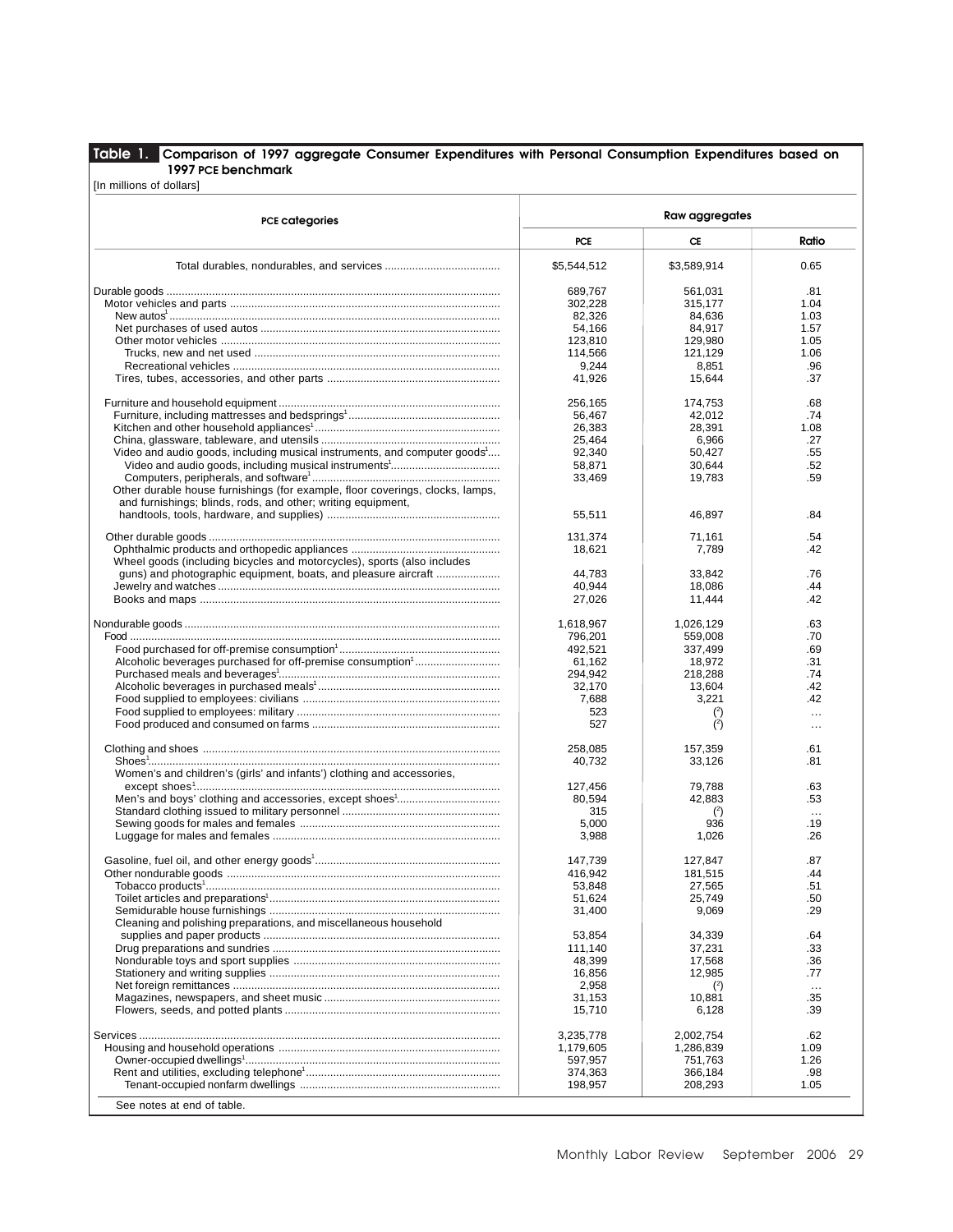**Table 1. Comparison of 1997 aggregate Consumer Expenditures with Personal Consumption Expenditures based on 1997 PCE benchmark**

[In millions of dollars]

| PCE categories | Raw aggregates | | |
|---|---|---|---|
| | PCE | CE | Ratio |
| Total durables, nondurables, and services | $5,544,512 | $3,589,914 | 0.65 |
| Durable goods | 689,767 | 561,031 | .81 |
| Motor vehicles and parts | 302,228 | 315,177 | 1.04 |
| New autos[1] | 82,326 | 84,636 | 1.03 |
| Net purchases of used autos | 54,166 | 84,917 | 1.57 |
| Other motor vehicles | 123,810 | 129,980 | 1.05 |
| Trucks, new and net used | 114,566 | 121,129 | 1.06 |
| Recreational vehicles | 9,244 | 8,851 | .96 |
| Tires, tubes, accessories, and other parts | 41,926 | 15,644 | .37 |
| Furniture and household equipment | 256,165 | 174,753 | .68 |
| Furniture, including mattresses and bedsprings[1] | 56,467 | 42,012 | .74 |
| Kitchen and other household appliances[1] | 26,383 | 28,391 | 1.08 |
| China, glassware, tableware, and utensils | 25,464 | 6,966 | .27 |
| Video and audio goods, including musical instruments, and computer goods[1] | 92,340 | 50,427 | .55 |
| Video and audio goods, including musical instruments[1] | 58,871 | 30,644 | .52 |
| Computers, peripherals, and software[1] | 33,469 | 19,783 | .59 |
| Other durable house furnishings (for example, floor coverings, clocks, lamps, and furnishings; blinds, rods, and other; writing equipment, handtools, tools, hardware, and supplies) | 55,511 | 46,897 | .84 |
| Other durable goods | 131,374 | 71,161 | .54 |
| Ophthalmic products and orthopedic appliances | 18,621 | 7,789 | .42 |
| Wheel goods (including bicycles and motorcycles), sports (also includes guns) and photographic equipment, boats, and pleasure aircraft | 44,783 | 33,842 | .76 |
| Jewelry and watches | 40,944 | 18,086 | .44 |
| Books and maps | 27,026 | 11,444 | .42 |
| Nondurable goods | 1,618,967 | 1,026,129 | .63 |
| Food | 796,201 | 559,008 | .70 |
| Food purchased for off-premise consumption[1] | 492,521 | 337,499 | .69 |
| Alcoholic beverages purchased for off-premise consumption[1] | 61,162 | 18,972 | .31 |
| Purchased meals and beverages[1] | 294,942 | 218,288 | .74 |
| Alcoholic beverages in purchased meals[1] | 32,170 | 13,604 | .42 |
| Food supplied to employees: civilians | 7,688 | 3,221 | .42 |
| Food supplied to employees: military | 523 | (2) | … |
| Food produced and consumed on farms | 527 | (2) | … |
| Clothing and shoes | 258,085 | 157,359 | .61 |
| Shoes[1] | 40,732 | 33,126 | .81 |
| Women's and children's (girls' and infants') clothing and accessories, except shoes[1] | 127,456 | 79,788 | .63 |
| Men's and boys' clothing and accessories, except shoes[1] | 80,594 | 42,883 | .53 |
| Standard clothing issued to military personnel | 315 | (2) | … |
| Sewing goods for males and females | 5,000 | 936 | .19 |
| Luggage for males and females | 3,988 | 1,026 | .26 |
| Gasoline, fuel oil, and other energy goods[1] | 147,739 | 127,847 | .87 |
| Other nondurable goods | 416,942 | 181,515 | .44 |
| Tobacco products[1] | 53,848 | 27,565 | .51 |
| Toilet articles and preparations[1] | 51,624 | 25,749 | .50 |
| Semidurable house furnishings | 31,400 | 9,069 | .29 |
| Cleaning and polishing preparations, and miscellaneous household supplies and paper products | 53,854 | 34,339 | .64 |
| Drug preparations and sundries | 111,140 | 37,231 | .33 |
| Nondurable toys and sport supplies | 48,399 | 17,568 | .36 |
| Stationery and writing supplies | 16,856 | 12,985 | .77 |
| Net foreign remittances | 2,958 | (2) | … |
| Magazines, newspapers, and sheet music | 31,153 | 10,881 | .35 |
| Flowers, seeds, and potted plants | 15,710 | 6,128 | .39 |
| Services | 3,235,778 | 2,002,754 | .62 |
| Housing and household operations | 1,179,605 | 1,286,839 | 1.09 |
| Owner-occupied dwellings[1] | 597,957 | 751,763 | 1.26 |
| Rent and utilities, excluding telephone[1] | 374,363 | 366,184 | .98 |
| Tenant-occupied nonfarm dwellings | 198,957 | 208,293 | 1.05 |

See notes at end of table.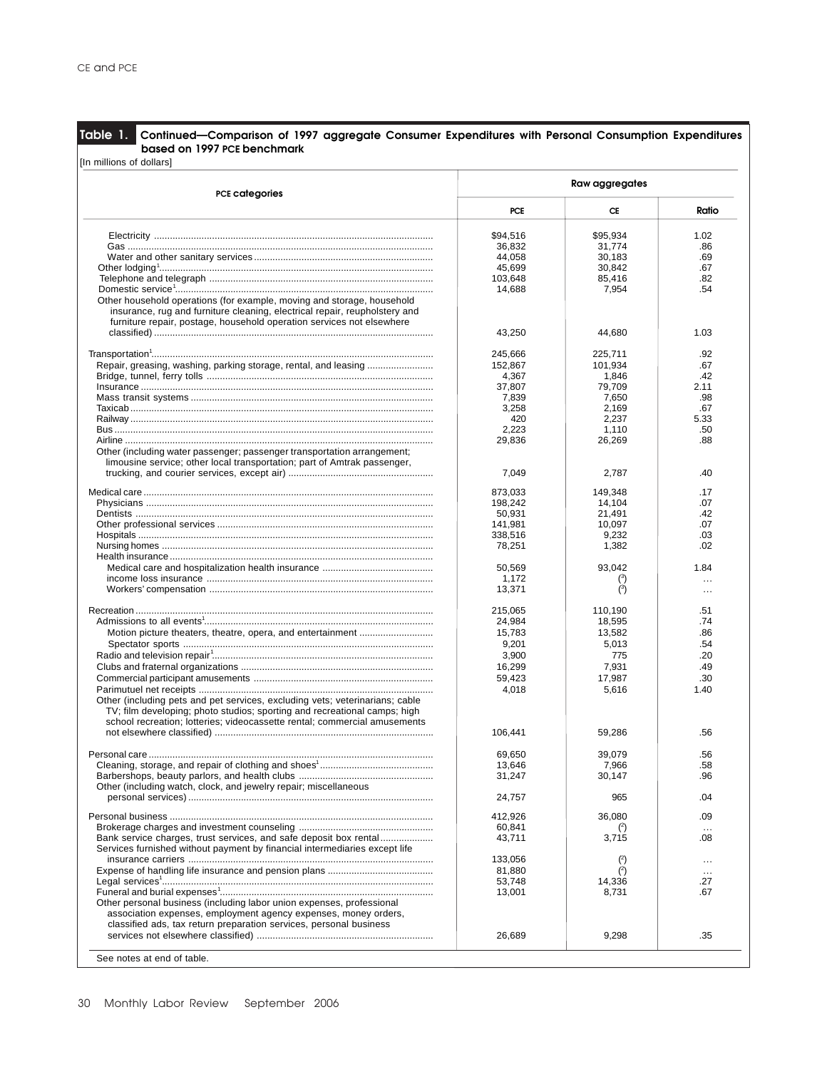**Table 1. Continued—Comparison of 1997 aggregate Consumer Expenditures with Personal Consumption Expenditures based on 1997 PCE benchmark**

[In millions of dollars]

| PCE categories | Raw aggregates | | |
|---|---|---|---|
| | PCE | CE | Ratio |
| Electricity | $94,516 | $95,934 | 1.02 |
| Gas | 36,832 | 31,774 | .86 |
| Water and other sanitary services | 44,058 | 30,183 | .69 |
| Other lodging[1] | 45,699 | 30,842 | .67 |
| Telephone and telegraph | 103,648 | 85,416 | .82 |
| Domestic service[1] | 14,688 | 7,954 | .54 |
| Other household operations (for example, moving and storage, household insurance, rug and furniture cleaning, electrical repair, reupholstery and furniture repair, postage, household operation services not elsewhere classified) | 43,250 | 44,680 | 1.03 |
| Transportation[1] | 245,666 | 225,711 | .92 |
| Repair, greasing, washing, parking storage, rental, and leasing | 152,867 | 101,934 | .67 |
| Bridge, tunnel, ferry tolls | 4,367 | 1,846 | .42 |
| Insurance | 37,807 | 79,709 | 2.11 |
| Mass transit systems | 7,839 | 7,650 | .98 |
| Taxicab | 3,258 | 2,169 | .67 |
| Railway | 420 | 2,237 | 5.33 |
| Bus | 2,223 | 1,110 | .50 |
| Airline | 29,836 | 26,269 | .88 |
| Other (including water passenger; passenger transportation arrangement; limousine service; other local transportation; part of Amtrak passenger, trucking, and courier services, except air) | 7,049 | 2,787 | .40 |
| Medical care | 873,033 | 149,348 | .17 |
| Physicians | 198,242 | 14,104 | .07 |
| Dentists | 50,931 | 21,491 | .42 |
| Other professional services | 141,981 | 10,097 | .07 |
| Hospitals | 338,516 | 9,232 | .03 |
| Nursing homes | 78,251 | 1,382 | .02 |
| Health insurance | | | |
| Medical care and hospitalization health insurance | 50,569 | 93,042 | 1.84 |
| income loss insurance | 1,172 | ([3]) | … |
| Workers' compensation | 13,371 | ([3]) | … |
| Recreation | 215,065 | 110,190 | .51 |
| Admissions to all events[1] | 24,984 | 18,595 | .74 |
| Motion picture theaters, theatre, opera, and entertainment | 15,783 | 13,582 | .86 |
| Spectator sports | 9,201 | 5,013 | .54 |
| Radio and television repair[1] | 3,900 | 775 | .20 |
| Clubs and fraternal organizations | 16,299 | 7,931 | .49 |
| Commercial participant amusements | 59,423 | 17,987 | .30 |
| Parimutuel net receipts | 4,018 | 5,616 | 1.40 |
| Other (including pets and pet services, excluding vets; veterinarians; cable TV; film developing; photo studios; sporting and recreational camps; high school recreation; lotteries; videocassette rental; commercial amusements not elsewhere classified) | 106,441 | 59,286 | .56 |
| Personal care | 69,650 | 39,079 | .56 |
| Cleaning, storage, and repair of clothing and shoes[1] | 13,646 | 7,966 | .58 |
| Barbershops, beauty parlors, and health clubs | 31,247 | 30,147 | .96 |
| Other (including watch, clock, and jewelry repair; miscellaneous personal services) | 24,757 | 965 | .04 |
| Personal business | 412,926 | 36,080 | .09 |
| Brokerage charges and investment counseling | 60,841 | ([2]) | … |
| Bank service charges, trust services, and safe deposit box rental | 43,711 | 3,715 | .08 |
| Services furnished without payment by financial intermediaries except life insurance carriers | 133,056 | ([2]) | … |
| Expense of handling life insurance and pension plans | 81,880 | ([2]) | … |
| Legal services[1] | 53,748 | 14,336 | .27 |
| Funeral and burial expenses[1] | 13,001 | 8,731 | .67 |
| Other personal business (including labor union expenses, professional association expenses, employment agency expenses, money orders, classified ads, tax return preparation services, personal business services not elsewhere classified) | 26,689 | 9,298 | .35 |

See notes at end of table.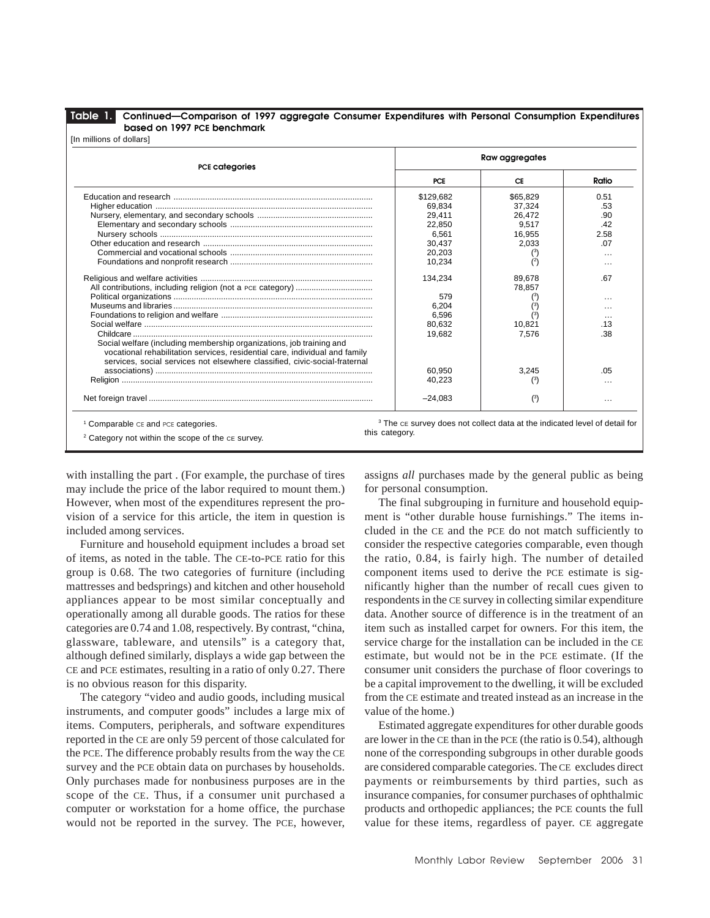**Table 1. Continued—Comparison of 1997 aggregate Consumer Expenditures with Personal Consumption Expenditures based on 1997 PCE benchmark**

[In millions of dollars]

| PCE categories | Raw aggregates | | |
|---|---|---|---|
| | PCE | CE | Ratio |
| Education and research | $129,682 | $65,829 | 0.51 |
| Higher education | 69,834 | 37,324 | .53 |
| Nursery, elementary, and secondary schools | 29,411 | 26,472 | .90 |
| Elementary and secondary schools | 22,850 | 9,517 | .42 |
| Nursery schools | 6,561 | 16,955 | 2.58 |
| Other education and research | 30,437 | 2,033 | .07 |
| Commercial and vocational schools | 20,203 | (3) | … |
| Foundations and nonprofit research | 10,234 | (2) | … |
| Religious and welfare activities | 134,234 | 89,678 | .67 |
| All contributions, including religion (not a PCE category) | | 78,857 | |
| Political organizations | 579 | (3) | … |
| Museums and libraries | 6,204 | (3) | … |
| Foundations to religion and welfare | 6,596 | (3) | … |
| Social welfare | 80,632 | 10,821 | .13 |
| Childcare | 19,682 | 7,576 | .38 |
| Social welfare (including membership organizations, job training and vocational rehabilitation services, residential care, individual and family services, social services not elsewhere classified, civic-social-fraternal associations) | 60,950 | 3,245 | .05 |
| Religion | 40,223 | (3) | … |
| Net foreign travel | –24,083 | (3) | … |

[1] Comparable CE and PCE categories.

[2] Category not within the scope of the CE survey.

[3] The CE survey does not collect data at the indicated level of detail for this category.

with installing the part . (For example, the purchase of tires may include the price of the labor required to mount them.) However, when most of the expenditures represent the provision of a service for this article, the item in question is included among services.

Furniture and household equipment includes a broad set of items, as noted in the table. The CE-to-PCE ratio for this group is 0.68. The two categories of furniture (including mattresses and bedsprings) and kitchen and other household appliances appear to be most similar conceptually and operationally among all durable goods. The ratios for these categories are 0.74 and 1.08, respectively. By contrast, "china, glassware, tableware, and utensils" is a category that, although defined similarly, displays a wide gap between the CE and PCE estimates, resulting in a ratio of only 0.27. There is no obvious reason for this disparity.

The category "video and audio goods, including musical instruments, and computer goods" includes a large mix of items. Computers, peripherals, and software expenditures reported in the CE are only 59 percent of those calculated for the PCE. The difference probably results from the way the CE survey and the PCE obtain data on purchases by households. Only purchases made for nonbusiness purposes are in the scope of the CE. Thus, if a consumer unit purchased a computer or workstation for a home office, the purchase would not be reported in the survey. The PCE, however, assigns *all* purchases made by the general public as being for personal consumption.

The final subgrouping in furniture and household equipment is "other durable house furnishings." The items included in the CE and the PCE do not match sufficiently to consider the respective categories comparable, even though the ratio, 0.84, is fairly high. The number of detailed component items used to derive the PCE estimate is significantly higher than the number of recall cues given to respondents in the CE survey in collecting similar expenditure data. Another source of difference is in the treatment of an item such as installed carpet for owners. For this item, the service charge for the installation can be included in the CE estimate, but would not be in the PCE estimate. (If the consumer unit considers the purchase of floor coverings to be a capital improvement to the dwelling, it will be excluded from the CE estimate and treated instead as an increase in the value of the home.)

Estimated aggregate expenditures for other durable goods are lower in the CE than in the PCE (the ratio is 0.54), although none of the corresponding subgroups in other durable goods are considered comparable categories. The CE excludes direct payments or reimbursements by third parties, such as insurance companies, for consumer purchases of ophthalmic products and orthopedic appliances; the PCE counts the full value for these items, regardless of payer. CE aggregate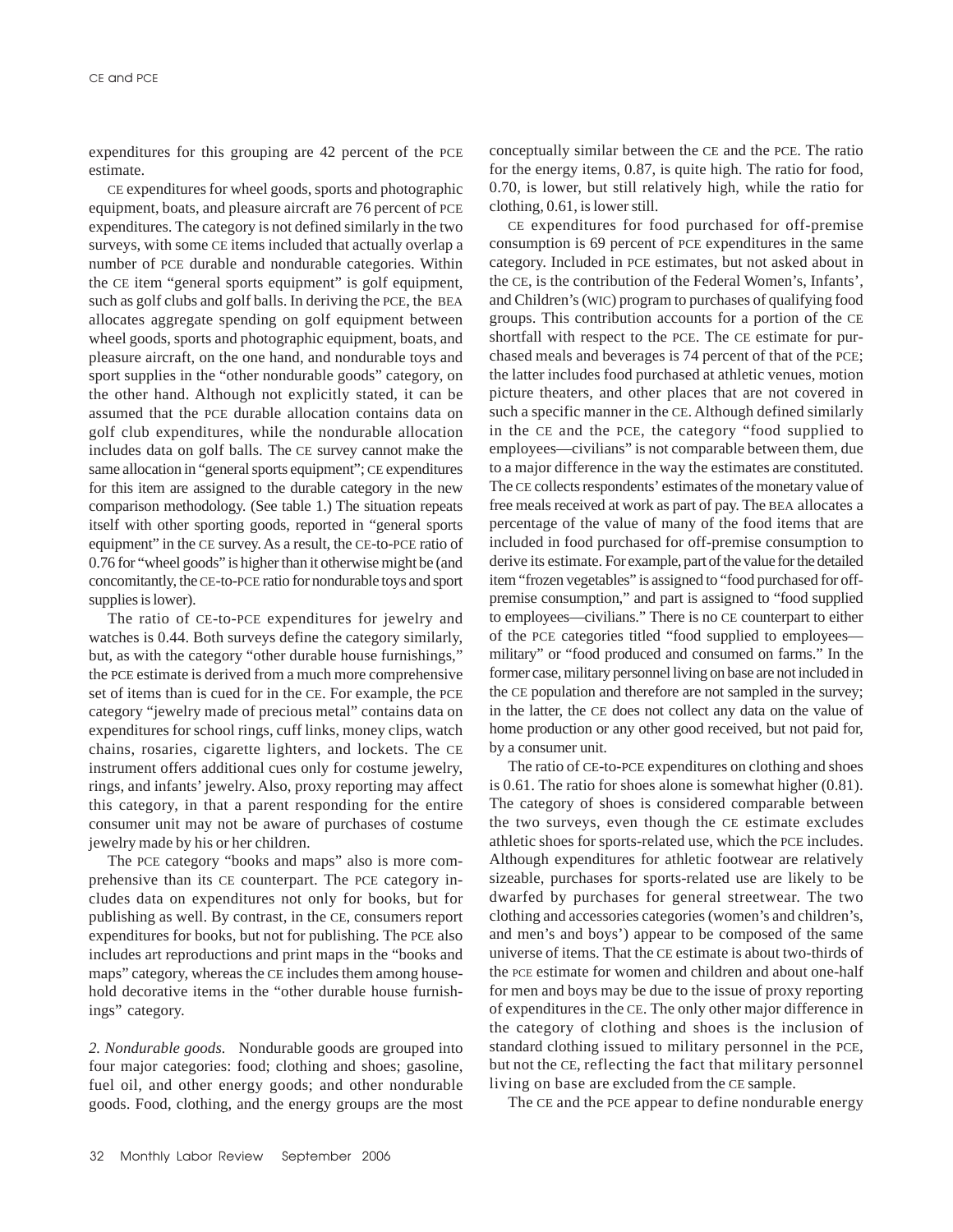expenditures for this grouping are 42 percent of the PCE estimate.

CE expenditures for wheel goods, sports and photographic equipment, boats, and pleasure aircraft are 76 percent of PCE expenditures. The category is not defined similarly in the two surveys, with some CE items included that actually overlap a number of PCE durable and nondurable categories. Within the CE item "general sports equipment" is golf equipment, such as golf clubs and golf balls. In deriving the PCE, the BEA allocates aggregate spending on golf equipment between wheel goods, sports and photographic equipment, boats, and pleasure aircraft, on the one hand, and nondurable toys and sport supplies in the "other nondurable goods" category, on the other hand. Although not explicitly stated, it can be assumed that the PCE durable allocation contains data on golf club expenditures, while the nondurable allocation includes data on golf balls. The CE survey cannot make the same allocation in "general sports equipment"; CE expenditures for this item are assigned to the durable category in the new comparison methodology. (See table 1.) The situation repeats itself with other sporting goods, reported in "general sports equipment" in the CE survey. As a result, the CE-to-PCE ratio of 0.76 for "wheel goods" is higher than it otherwise might be (and concomitantly, the CE-to-PCE ratio for nondurable toys and sport supplies is lower).

The ratio of CE-to-PCE expenditures for jewelry and watches is 0.44. Both surveys define the category similarly, but, as with the category "other durable house furnishings," the PCE estimate is derived from a much more comprehensive set of items than is cued for in the CE. For example, the PCE category "jewelry made of precious metal" contains data on expenditures for school rings, cuff links, money clips, watch chains, rosaries, cigarette lighters, and lockets. The CE instrument offers additional cues only for costume jewelry, rings, and infants' jewelry. Also, proxy reporting may affect this category, in that a parent responding for the entire consumer unit may not be aware of purchases of costume jewelry made by his or her children.

The PCE category "books and maps" also is more comprehensive than its CE counterpart. The PCE category includes data on expenditures not only for books, but for publishing as well. By contrast, in the CE, consumers report expenditures for books, but not for publishing. The PCE also includes art reproductions and print maps in the "books and maps" category, whereas the CE includes them among household decorative items in the "other durable house furnishings" category.

*2. Nondurable goods.* Nondurable goods are grouped into four major categories: food; clothing and shoes; gasoline, fuel oil, and other energy goods; and other nondurable goods. Food, clothing, and the energy groups are the most conceptually similar between the CE and the PCE. The ratio for the energy items, 0.87, is quite high. The ratio for food, 0.70, is lower, but still relatively high, while the ratio for clothing, 0.61, is lower still.

CE expenditures for food purchased for off-premise consumption is 69 percent of PCE expenditures in the same category. Included in PCE estimates, but not asked about in the CE, is the contribution of the Federal Women's, Infants', and Children's (WIC) program to purchases of qualifying food groups. This contribution accounts for a portion of the CE shortfall with respect to the PCE. The CE estimate for purchased meals and beverages is 74 percent of that of the PCE; the latter includes food purchased at athletic venues, motion picture theaters, and other places that are not covered in such a specific manner in the CE. Although defined similarly in the CE and the PCE, the category "food supplied to employees—civilians" is not comparable between them, due to a major difference in the way the estimates are constituted. The CE collects respondents' estimates of the monetary value of free meals received at work as part of pay. The BEA allocates a percentage of the value of many of the food items that are included in food purchased for off-premise consumption to derive its estimate. For example, part of the value for the detailed item "frozen vegetables" is assigned to "food purchased for off-premise consumption," and part is assigned to "food supplied to employees—civilians." There is no CE counterpart to either of the PCE categories titled "food supplied to employees—military" or "food produced and consumed on farms." In the former case, military personnel living on base are not included in the CE population and therefore are not sampled in the survey; in the latter, the CE does not collect any data on the value of home production or any other good received, but not paid for, by a consumer unit.

The ratio of CE-to-PCE expenditures on clothing and shoes is 0.61. The ratio for shoes alone is somewhat higher (0.81). The category of shoes is considered comparable between the two surveys, even though the CE estimate excludes athletic shoes for sports-related use, which the PCE includes. Although expenditures for athletic footwear are relatively sizeable, purchases for sports-related use are likely to be dwarfed by purchases for general streetwear. The two clothing and accessories categories (women's and children's, and men's and boys') appear to be composed of the same universe of items. That the CE estimate is about two-thirds of the PCE estimate for women and children and about one-half for men and boys may be due to the issue of proxy reporting of expenditures in the CE. The only other major difference in the category of clothing and shoes is the inclusion of standard clothing issued to military personnel in the PCE, but not the CE, reflecting the fact that military personnel living on base are excluded from the CE sample.

The CE and the PCE appear to define nondurable energy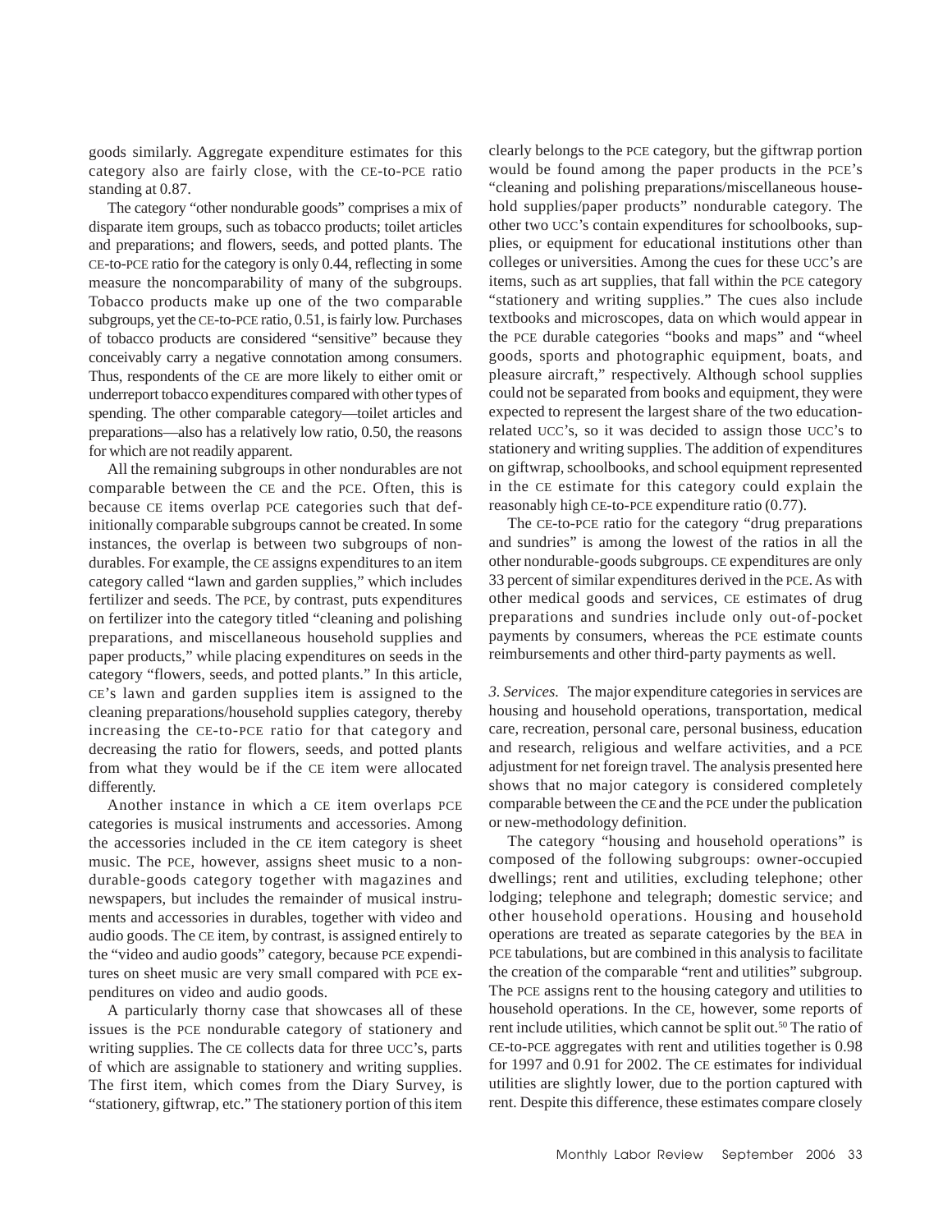goods similarly. Aggregate expenditure estimates for this category also are fairly close, with the CE-to-PCE ratio standing at 0.87.

The category "other nondurable goods" comprises a mix of disparate item groups, such as tobacco products; toilet articles and preparations; and flowers, seeds, and potted plants. The CE-to-PCE ratio for the category is only 0.44, reflecting in some measure the noncomparability of many of the subgroups. Tobacco products make up one of the two comparable subgroups, yet the CE-to-PCE ratio, 0.51, is fairly low. Purchases of tobacco products are considered "sensitive" because they conceivably carry a negative connotation among consumers. Thus, respondents of the CE are more likely to either omit or underreport tobacco expenditures compared with other types of spending. The other comparable category—toilet articles and preparations—also has a relatively low ratio, 0.50, the reasons for which are not readily apparent.

All the remaining subgroups in other nondurables are not comparable between the CE and the PCE. Often, this is because CE items overlap PCE categories such that definitionally comparable subgroups cannot be created. In some instances, the overlap is between two subgroups of nondurables. For example, the CE assigns expenditures to an item category called "lawn and garden supplies," which includes fertilizer and seeds. The PCE, by contrast, puts expenditures on fertilizer into the category titled "cleaning and polishing preparations, and miscellaneous household supplies and paper products," while placing expenditures on seeds in the category "flowers, seeds, and potted plants." In this article, CE's lawn and garden supplies item is assigned to the cleaning preparations/household supplies category, thereby increasing the CE-to-PCE ratio for that category and decreasing the ratio for flowers, seeds, and potted plants from what they would be if the CE item were allocated differently.

Another instance in which a CE item overlaps PCE categories is musical instruments and accessories. Among the accessories included in the CE item category is sheet music. The PCE, however, assigns sheet music to a nondurable-goods category together with magazines and newspapers, but includes the remainder of musical instruments and accessories in durables, together with video and audio goods. The CE item, by contrast, is assigned entirely to the "video and audio goods" category, because PCE expenditures on sheet music are very small compared with PCE expenditures on video and audio goods.

A particularly thorny case that showcases all of these issues is the PCE nondurable category of stationery and writing supplies. The CE collects data for three UCC's, parts of which are assignable to stationery and writing supplies. The first item, which comes from the Diary Survey, is "stationery, giftwrap, etc." The stationery portion of this item clearly belongs to the PCE category, but the giftwrap portion would be found among the paper products in the PCE's "cleaning and polishing preparations/miscellaneous household supplies/paper products" nondurable category. The other two UCC's contain expenditures for schoolbooks, supplies, or equipment for educational institutions other than colleges or universities. Among the cues for these UCC's are items, such as art supplies, that fall within the PCE category "stationery and writing supplies." The cues also include textbooks and microscopes, data on which would appear in the PCE durable categories "books and maps" and "wheel goods, sports and photographic equipment, boats, and pleasure aircraft," respectively. Although school supplies could not be separated from books and equipment, they were expected to represent the largest share of the two education-related UCC's, so it was decided to assign those UCC's to stationery and writing supplies. The addition of expenditures on giftwrap, schoolbooks, and school equipment represented in the CE estimate for this category could explain the reasonably high CE-to-PCE expenditure ratio (0.77).

The CE-to-PCE ratio for the category "drug preparations and sundries" is among the lowest of the ratios in all the other nondurable-goods subgroups. CE expenditures are only 33 percent of similar expenditures derived in the PCE. As with other medical goods and services, CE estimates of drug preparations and sundries include only out-of-pocket payments by consumers, whereas the PCE estimate counts reimbursements and other third-party payments as well.

*3. Services.* The major expenditure categories in services are housing and household operations, transportation, medical care, recreation, personal care, personal business, education and research, religious and welfare activities, and a PCE adjustment for net foreign travel. The analysis presented here shows that no major category is considered completely comparable between the CE and the PCE under the publication or new-methodology definition.

The category "housing and household operations" is composed of the following subgroups: owner-occupied dwellings; rent and utilities, excluding telephone; other lodging; telephone and telegraph; domestic service; and other household operations. Housing and household operations are treated as separate categories by the BEA in PCE tabulations, but are combined in this analysis to facilitate the creation of the comparable "rent and utilities" subgroup. The PCE assigns rent to the housing category and utilities to household operations. In the CE, however, some reports of rent include utilities, which cannot be split out.[50] The ratio of CE-to-PCE aggregates with rent and utilities together is 0.98 for 1997 and 0.91 for 2002. The CE estimates for individual utilities are slightly lower, due to the portion captured with rent. Despite this difference, these estimates compare closely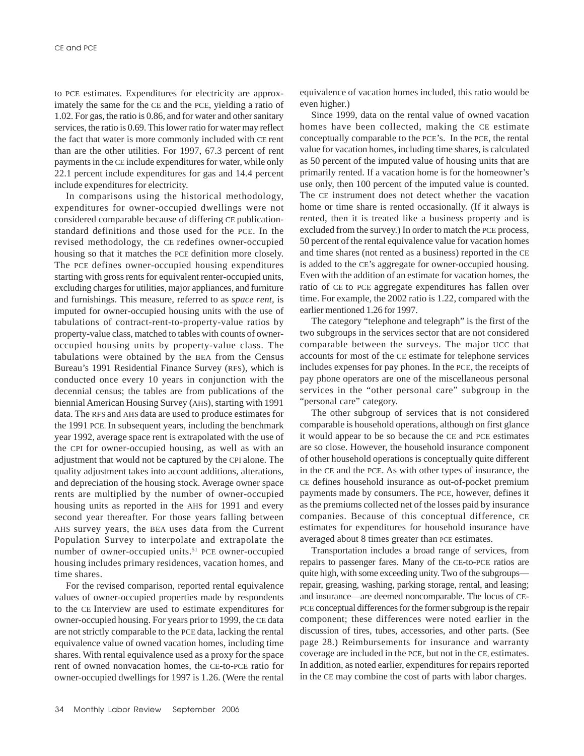to PCE estimates. Expenditures for electricity are approximately the same for the CE and the PCE, yielding a ratio of 1.02. For gas, the ratio is 0.86, and for water and other sanitary services, the ratio is 0.69. This lower ratio for water may reflect the fact that water is more commonly included with CE rent than are the other utilities. For 1997, 67.3 percent of rent payments in the CE include expenditures for water, while only 22.1 percent include expenditures for gas and 14.4 percent include expenditures for electricity.

In comparisons using the historical methodology, expenditures for owner-occupied dwellings were not considered comparable because of differing CE publication-standard definitions and those used for the PCE. In the revised methodology, the CE redefines owner-occupied housing so that it matches the PCE definition more closely. The PCE defines owner-occupied housing expenditures starting with gross rents for equivalent renter-occupied units, excluding charges for utilities, major appliances, and furniture and furnishings. This measure, referred to as *space rent*, is imputed for owner-occupied housing units with the use of tabulations of contract-rent-to-property-value ratios by property-value class, matched to tables with counts of owner-occupied housing units by property-value class. The tabulations were obtained by the BEA from the Census Bureau's 1991 Residential Finance Survey (RFS), which is conducted once every 10 years in conjunction with the decennial census; the tables are from publications of the biennial American Housing Survey (AHS), starting with 1991 data. The RFS and AHS data are used to produce estimates for the 1991 PCE. In subsequent years, including the benchmark year 1992, average space rent is extrapolated with the use of the CPI for owner-occupied housing, as well as with an adjustment that would not be captured by the CPI alone. The quality adjustment takes into account additions, alterations, and depreciation of the housing stock. Average owner space rents are multiplied by the number of owner-occupied housing units as reported in the AHS for 1991 and every second year thereafter. For those years falling between AHS survey years, the BEA uses data from the Current Population Survey to interpolate and extrapolate the number of owner-occupied units.[51] PCE owner-occupied housing includes primary residences, vacation homes, and time shares.

For the revised comparison, reported rental equivalence values of owner-occupied properties made by respondents to the CE Interview are used to estimate expenditures for owner-occupied housing. For years prior to 1999, the CE data are not strictly comparable to the PCE data, lacking the rental equivalence value of owned vacation homes, including time shares. With rental equivalence used as a proxy for the space rent of owned nonvacation homes, the CE-to-PCE ratio for owner-occupied dwellings for 1997 is 1.26. (Were the rental equivalence of vacation homes included, this ratio would be even higher.)

Since 1999, data on the rental value of owned vacation homes have been collected, making the CE estimate conceptually comparable to the PCE's. In the PCE, the rental value for vacation homes, including time shares, is calculated as 50 percent of the imputed value of housing units that are primarily rented. If a vacation home is for the homeowner's use only, then 100 percent of the imputed value is counted. The CE instrument does not detect whether the vacation home or time share is rented occasionally. (If it always is rented, then it is treated like a business property and is excluded from the survey.) In order to match the PCE process, 50 percent of the rental equivalence value for vacation homes and time shares (not rented as a business) reported in the CE is added to the CE's aggregate for owner-occupied housing. Even with the addition of an estimate for vacation homes, the ratio of CE to PCE aggregate expenditures has fallen over time. For example, the 2002 ratio is 1.22, compared with the earlier mentioned 1.26 for 1997.

The category "telephone and telegraph" is the first of the two subgroups in the services sector that are not considered comparable between the surveys. The major UCC that accounts for most of the CE estimate for telephone services includes expenses for pay phones. In the PCE, the receipts of pay phone operators are one of the miscellaneous personal services in the "other personal care" subgroup in the "personal care" category.

The other subgroup of services that is not considered comparable is household operations, although on first glance it would appear to be so because the CE and PCE estimates are so close. However, the household insurance component of other household operations is conceptually quite different in the CE and the PCE. As with other types of insurance, the CE defines household insurance as out-of-pocket premium payments made by consumers. The PCE, however, defines it as the premiums collected net of the losses paid by insurance companies. Because of this conceptual difference, CE estimates for expenditures for household insurance have averaged about 8 times greater than PCE estimates.

Transportation includes a broad range of services, from repairs to passenger fares. Many of the CE-to-PCE ratios are quite high, with some exceeding unity. Two of the subgroups—repair, greasing, washing, parking storage, rental, and leasing; and insurance—are deemed noncomparable. The locus of CE-PCE conceptual differences for the former subgroup is the repair component; these differences were noted earlier in the discussion of tires, tubes, accessories, and other parts. (See page 28.) Reimbursements for insurance and warranty coverage are included in the PCE, but not in the CE, estimates. In addition, as noted earlier, expenditures for repairs reported in the CE may combine the cost of parts with labor charges.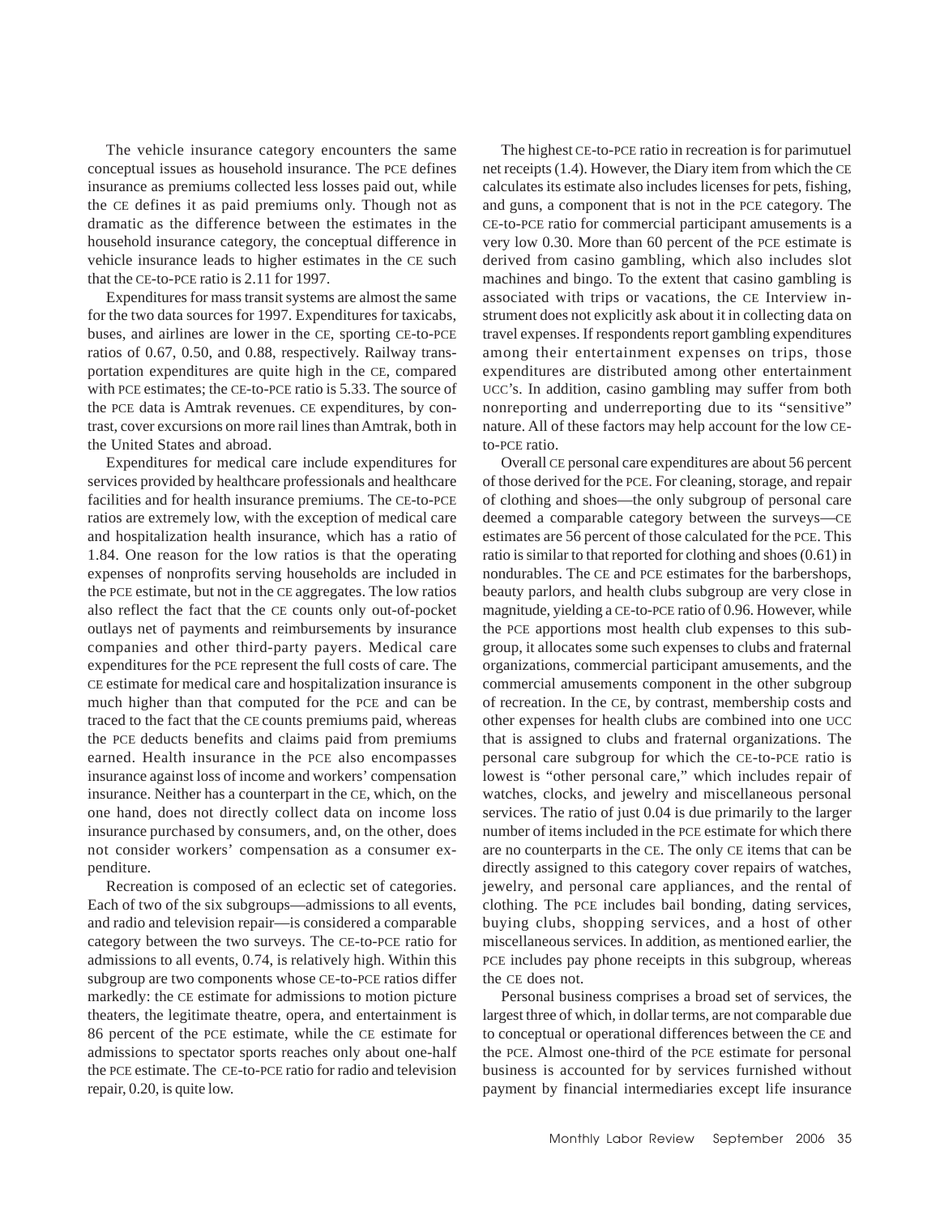The vehicle insurance category encounters the same conceptual issues as household insurance. The PCE defines insurance as premiums collected less losses paid out, while the CE defines it as paid premiums only. Though not as dramatic as the difference between the estimates in the household insurance category, the conceptual difference in vehicle insurance leads to higher estimates in the CE such that the CE-to-PCE ratio is 2.11 for 1997.

Expenditures for mass transit systems are almost the same for the two data sources for 1997. Expenditures for taxicabs, buses, and airlines are lower in the CE, sporting CE-to-PCE ratios of 0.67, 0.50, and 0.88, respectively. Railway transportation expenditures are quite high in the CE, compared with PCE estimates; the CE-to-PCE ratio is 5.33. The source of the PCE data is Amtrak revenues. CE expenditures, by contrast, cover excursions on more rail lines than Amtrak, both in the United States and abroad.

Expenditures for medical care include expenditures for services provided by healthcare professionals and healthcare facilities and for health insurance premiums. The CE-to-PCE ratios are extremely low, with the exception of medical care and hospitalization health insurance, which has a ratio of 1.84. One reason for the low ratios is that the operating expenses of nonprofits serving households are included in the PCE estimate, but not in the CE aggregates. The low ratios also reflect the fact that the CE counts only out-of-pocket outlays net of payments and reimbursements by insurance companies and other third-party payers. Medical care expenditures for the PCE represent the full costs of care. The CE estimate for medical care and hospitalization insurance is much higher than that computed for the PCE and can be traced to the fact that the CE counts premiums paid, whereas the PCE deducts benefits and claims paid from premiums earned. Health insurance in the PCE also encompasses insurance against loss of income and workers' compensation insurance. Neither has a counterpart in the CE, which, on the one hand, does not directly collect data on income loss insurance purchased by consumers, and, on the other, does not consider workers' compensation as a consumer expenditure.

Recreation is composed of an eclectic set of categories. Each of two of the six subgroups—admissions to all events, and radio and television repair—is considered a comparable category between the two surveys. The CE-to-PCE ratio for admissions to all events, 0.74, is relatively high. Within this subgroup are two components whose CE-to-PCE ratios differ markedly: the CE estimate for admissions to motion picture theaters, the legitimate theatre, opera, and entertainment is 86 percent of the PCE estimate, while the CE estimate for admissions to spectator sports reaches only about one-half the PCE estimate. The CE-to-PCE ratio for radio and television repair, 0.20, is quite low.

The highest CE-to-PCE ratio in recreation is for parimutuel net receipts (1.4). However, the Diary item from which the CE calculates its estimate also includes licenses for pets, fishing, and guns, a component that is not in the PCE category. The CE-to-PCE ratio for commercial participant amusements is a very low 0.30. More than 60 percent of the PCE estimate is derived from casino gambling, which also includes slot machines and bingo. To the extent that casino gambling is associated with trips or vacations, the CE Interview instrument does not explicitly ask about it in collecting data on travel expenses. If respondents report gambling expenditures among their entertainment expenses on trips, those expenditures are distributed among other entertainment UCC's. In addition, casino gambling may suffer from both nonreporting and underreporting due to its "sensitive" nature. All of these factors may help account for the low CE-to-PCE ratio.

Overall CE personal care expenditures are about 56 percent of those derived for the PCE. For cleaning, storage, and repair of clothing and shoes—the only subgroup of personal care deemed a comparable category between the surveys—CE estimates are 56 percent of those calculated for the PCE. This ratio is similar to that reported for clothing and shoes (0.61) in nondurables. The CE and PCE estimates for the barbershops, beauty parlors, and health clubs subgroup are very close in magnitude, yielding a CE-to-PCE ratio of 0.96. However, while the PCE apportions most health club expenses to this subgroup, it allocates some such expenses to clubs and fraternal organizations, commercial participant amusements, and the commercial amusements component in the other subgroup of recreation. In the CE, by contrast, membership costs and other expenses for health clubs are combined into one UCC that is assigned to clubs and fraternal organizations. The personal care subgroup for which the CE-to-PCE ratio is lowest is "other personal care," which includes repair of watches, clocks, and jewelry and miscellaneous personal services. The ratio of just 0.04 is due primarily to the larger number of items included in the PCE estimate for which there are no counterparts in the CE. The only CE items that can be directly assigned to this category cover repairs of watches, jewelry, and personal care appliances, and the rental of clothing. The PCE includes bail bonding, dating services, buying clubs, shopping services, and a host of other miscellaneous services. In addition, as mentioned earlier, the PCE includes pay phone receipts in this subgroup, whereas the CE does not.

Personal business comprises a broad set of services, the largest three of which, in dollar terms, are not comparable due to conceptual or operational differences between the CE and the PCE. Almost one-third of the PCE estimate for personal business is accounted for by services furnished without payment by financial intermediaries except life insurance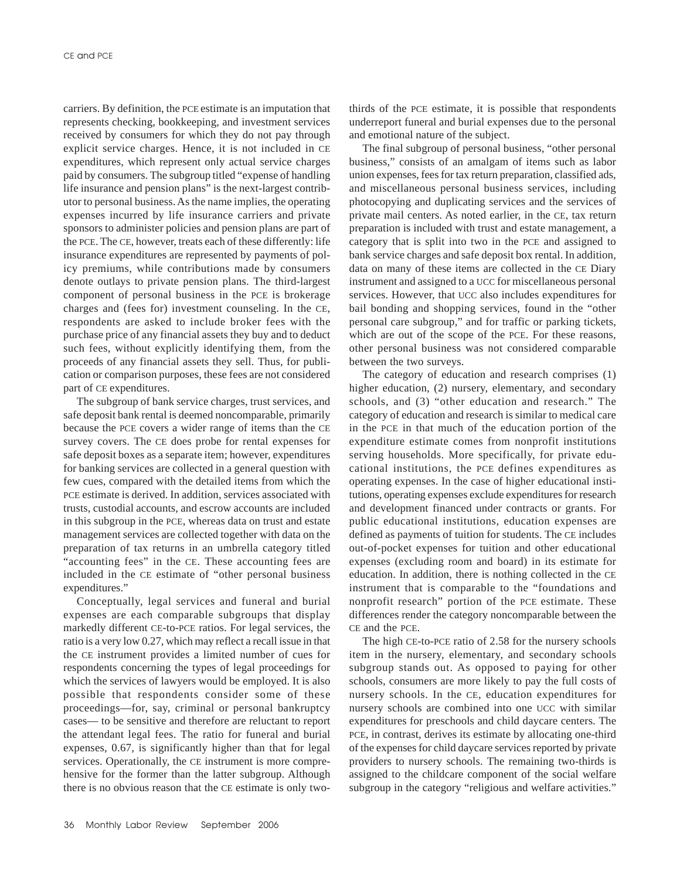carriers. By definition, the PCE estimate is an imputation that represents checking, bookkeeping, and investment services received by consumers for which they do not pay through explicit service charges. Hence, it is not included in CE expenditures, which represent only actual service charges paid by consumers. The subgroup titled "expense of handling life insurance and pension plans" is the next-largest contributor to personal business. As the name implies, the operating expenses incurred by life insurance carriers and private sponsors to administer policies and pension plans are part of the PCE. The CE, however, treats each of these differently: life insurance expenditures are represented by payments of policy premiums, while contributions made by consumers denote outlays to private pension plans. The third-largest component of personal business in the PCE is brokerage charges and (fees for) investment counseling. In the CE, respondents are asked to include broker fees with the purchase price of any financial assets they buy and to deduct such fees, without explicitly identifying them, from the proceeds of any financial assets they sell. Thus, for publication or comparison purposes, these fees are not considered part of CE expenditures.

The subgroup of bank service charges, trust services, and safe deposit bank rental is deemed noncomparable, primarily because the PCE covers a wider range of items than the CE survey covers. The CE does probe for rental expenses for safe deposit boxes as a separate item; however, expenditures for banking services are collected in a general question with few cues, compared with the detailed items from which the PCE estimate is derived. In addition, services associated with trusts, custodial accounts, and escrow accounts are included in this subgroup in the PCE, whereas data on trust and estate management services are collected together with data on the preparation of tax returns in an umbrella category titled "accounting fees" in the CE. These accounting fees are included in the CE estimate of "other personal business expenditures."

Conceptually, legal services and funeral and burial expenses are each comparable subgroups that display markedly different CE-to-PCE ratios. For legal services, the ratio is a very low 0.27, which may reflect a recall issue in that the CE instrument provides a limited number of cues for respondents concerning the types of legal proceedings for which the services of lawyers would be employed. It is also possible that respondents consider some of these proceedings—for, say, criminal or personal bankruptcy cases— to be sensitive and therefore are reluctant to report the attendant legal fees. The ratio for funeral and burial expenses, 0.67, is significantly higher than that for legal services. Operationally, the CE instrument is more comprehensive for the former than the latter subgroup. Although there is no obvious reason that the CE estimate is only two-thirds of the PCE estimate, it is possible that respondents underreport funeral and burial expenses due to the personal and emotional nature of the subject.

The final subgroup of personal business, "other personal business," consists of an amalgam of items such as labor union expenses, fees for tax return preparation, classified ads, and miscellaneous personal business services, including photocopying and duplicating services and the services of private mail centers. As noted earlier, in the CE, tax return preparation is included with trust and estate management, a category that is split into two in the PCE and assigned to bank service charges and safe deposit box rental. In addition, data on many of these items are collected in the CE Diary instrument and assigned to a UCC for miscellaneous personal services. However, that UCC also includes expenditures for bail bonding and shopping services, found in the "other personal care subgroup," and for traffic or parking tickets, which are out of the scope of the PCE. For these reasons, other personal business was not considered comparable between the two surveys.

The category of education and research comprises (1) higher education, (2) nursery, elementary, and secondary schools, and (3) "other education and research." The category of education and research is similar to medical care in the PCE in that much of the education portion of the expenditure estimate comes from nonprofit institutions serving households. More specifically, for private educational institutions, the PCE defines expenditures as operating expenses. In the case of higher educational institutions, operating expenses exclude expenditures for research and development financed under contracts or grants. For public educational institutions, education expenses are defined as payments of tuition for students. The CE includes out-of-pocket expenses for tuition and other educational expenses (excluding room and board) in its estimate for education. In addition, there is nothing collected in the CE instrument that is comparable to the "foundations and nonprofit research" portion of the PCE estimate. These differences render the category noncomparable between the CE and the PCE.

The high CE-to-PCE ratio of 2.58 for the nursery schools item in the nursery, elementary, and secondary schools subgroup stands out. As opposed to paying for other schools, consumers are more likely to pay the full costs of nursery schools. In the CE, education expenditures for nursery schools are combined into one UCC with similar expenditures for preschools and child daycare centers. The PCE, in contrast, derives its estimate by allocating one-third of the expenses for child daycare services reported by private providers to nursery schools. The remaining two-thirds is assigned to the childcare component of the social welfare subgroup in the category "religious and welfare activities."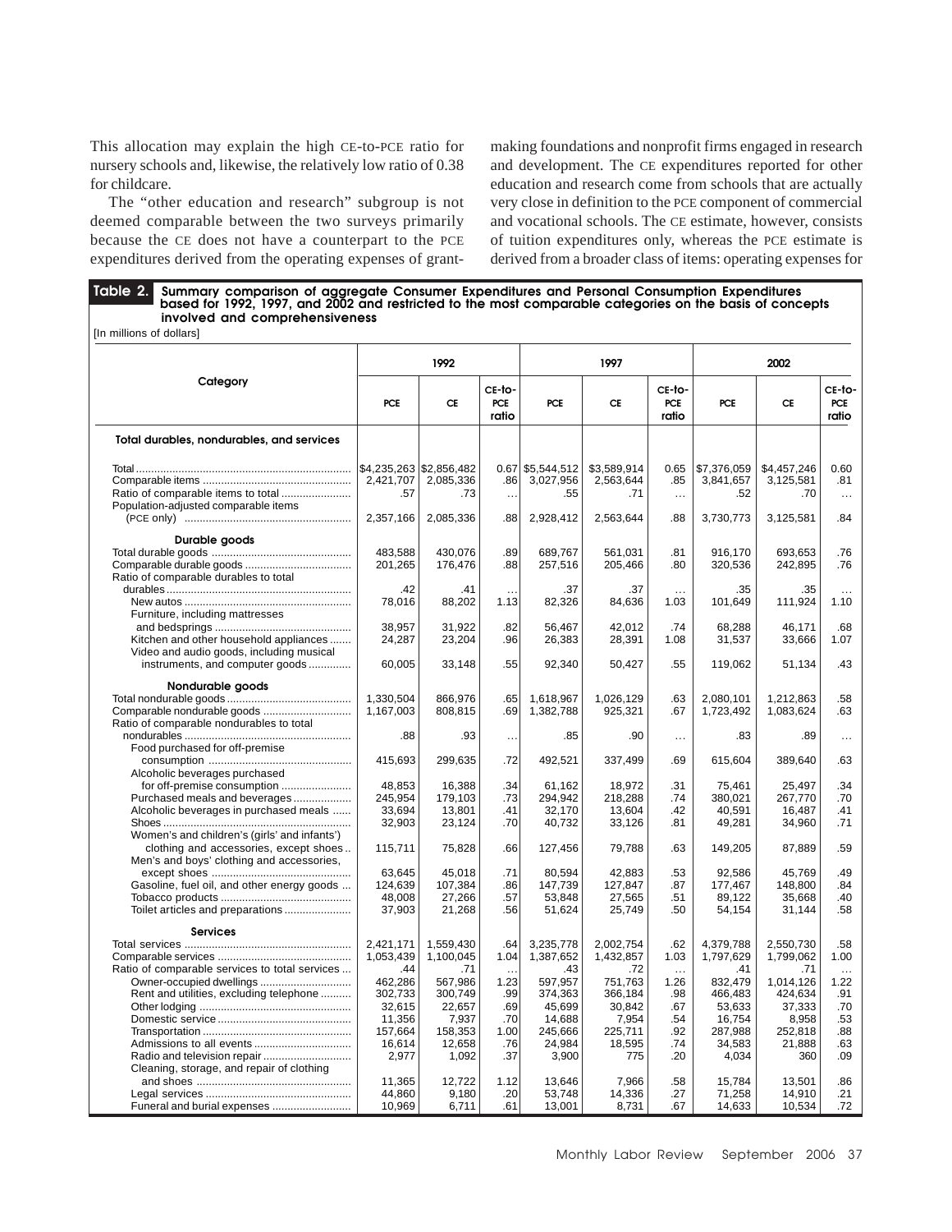This allocation may explain the high CE-to-PCE ratio for nursery schools and, likewise, the relatively low ratio of 0.38 for childcare.

The "other education and research" subgroup is not deemed comparable between the two surveys primarily because the CE does not have a counterpart to the PCE expenditures derived from the operating expenses of grant-making foundations and nonprofit firms engaged in research and development. The CE expenditures reported for other education and research come from schools that are actually very close in definition to the PCE component of commercial and vocational schools. The CE estimate, however, consists of tuition expenditures only, whereas the PCE estimate is derived from a broader class of items: operating expenses for

**Table 2. Summary comparison of aggregate Consumer Expenditures and Personal Consumption Expenditures based for 1992, 1997, and 2002 and restricted to the most comparable categories on the basis of concepts involved and comprehensiveness**

[In millions of dollars]

| Category | 1992 | | | 1997 | | | 2002 | | |
|---|---|---|---|---|---|---|---|---|---|
| | PCE | CE | CE-to-PCE ratio | PCE | CE | CE-to-PCE ratio | PCE | CE | CE-to-PCE ratio |
| **Total durables, nondurables, and services** | | | | | | | | | |
| Total | $4,235,263 | $2,856,482 | 0.67 | $5,544,512 | $3,589,914 | 0.65 | $7,376,059 | $4,457,246 | 0.60 |
| Comparable items | 2,421,707 | 2,085,336 | .86 | 3,027,956 | 2,563,644 | .85 | 3,841,657 | 3,125,581 | .81 |
| Ratio of comparable items to total | .57 | .73 | … | .55 | .71 | … | .52 | .70 | … |
| Population-adjusted comparable items (PCE only) | 2,357,166 | 2,085,336 | .88 | 2,928,412 | 2,563,644 | .88 | 3,730,773 | 3,125,581 | .84 |
| **Durable goods** | | | | | | | | | |
| Total durable goods | 483,588 | 430,076 | .89 | 689,767 | 561,031 | .81 | 916,170 | 693,653 | .76 |
| Comparable durable goods | 201,265 | 176,476 | .88 | 257,516 | 205,466 | .80 | 320,536 | 242,895 | .76 |
| Ratio of comparable durables to total durables | .42 | .41 | … | .37 | .37 | … | .35 | .35 | … |
| New autos | 78,016 | 88,202 | 1.13 | 82,326 | 84,636 | 1.03 | 101,649 | 111,924 | 1.10 |
| Furniture, including mattresses and bedsprings | 38,957 | 31,922 | .82 | 56,467 | 42,012 | .74 | 68,288 | 46,171 | .68 |
| Kitchen and other household appliances | 24,287 | 23,204 | .96 | 26,383 | 28,391 | 1.08 | 31,537 | 33,666 | 1.07 |
| Video and audio goods, including musical instruments, and computer goods | 60,005 | 33,148 | .55 | 92,340 | 50,427 | .55 | 119,062 | 51,134 | .43 |
| **Nondurable goods** | | | | | | | | | |
| Total nondurable goods | 1,330,504 | 866,976 | .65 | 1,618,967 | 1,026,129 | .63 | 2,080,101 | 1,212,863 | .58 |
| Comparable nondurable goods | 1,167,003 | 808,815 | .69 | 1,382,788 | 925,321 | .67 | 1,723,492 | 1,083,624 | .63 |
| Ratio of comparable nondurables to total nondurables | .88 | .93 | … | .85 | .90 | … | .83 | .89 | … |
| Food purchased for off-premise consumption | 415,693 | 299,635 | .72 | 492,521 | 337,499 | .69 | 615,604 | 389,640 | .63 |
| Alcoholic beverages purchased for off-premise consumption | 48,853 | 16,388 | .34 | 61,162 | 18,972 | .31 | 75,461 | 25,497 | .34 |
| Purchased meals and beverages | 245,954 | 179,103 | .73 | 294,942 | 218,288 | .74 | 380,021 | 267,770 | .70 |
| Alcoholic beverages in purchased meals | 33,694 | 13,801 | .41 | 32,170 | 13,604 | .42 | 40,591 | 16,487 | .41 |
| Shoes | 32,903 | 23,124 | .70 | 40,732 | 33,126 | .81 | 49,281 | 34,960 | .71 |
| Women's and children's (girls' and infants') clothing and accessories, except shoes | 115,711 | 75,828 | .66 | 127,456 | 79,788 | .63 | 149,205 | 87,889 | .59 |
| Men's and boys' clothing and accessories, except shoes | 63,645 | 45,018 | .71 | 80,594 | 42,883 | .53 | 92,586 | 45,769 | .49 |
| Gasoline, fuel oil, and other energy goods | 124,639 | 107,384 | .86 | 147,739 | 127,847 | .87 | 177,467 | 148,800 | .84 |
| Tobacco products | 48,008 | 27,266 | .57 | 53,848 | 27,565 | .51 | 89,122 | 35,668 | .40 |
| Toilet articles and preparations | 37,903 | 21,268 | .56 | 51,624 | 25,749 | .50 | 54,154 | 31,144 | .58 |
| **Services** | | | | | | | | | |
| Total services | 2,421,171 | 1,559,430 | .64 | 3,235,778 | 2,002,754 | .62 | 4,379,788 | 2,550,730 | .58 |
| Comparable services | 1,053,439 | 1,100,045 | 1.04 | 1,387,652 | 1,432,857 | 1.03 | 1,797,629 | 1,799,062 | 1.00 |
| Ratio of comparable services to total services | .44 | .71 | … | .43 | .72 | … | .41 | .71 | … |
| Owner-occupied dwellings | 462,286 | 567,986 | 1.23 | 597,957 | 751,763 | 1.26 | 832,479 | 1,014,126 | 1.22 |
| Rent and utilities, excluding telephone | 302,733 | 300,749 | .99 | 374,363 | 366,184 | .98 | 466,483 | 424,634 | .91 |
| Other lodging | 32,615 | 22,657 | .69 | 45,699 | 30,842 | .67 | 53,633 | 37,333 | .70 |
| Domestic service | 11,356 | 7,937 | .70 | 14,688 | 7,954 | .54 | 16,754 | 8,958 | .53 |
| Transportation | 157,664 | 158,353 | 1.00 | 245,666 | 225,711 | .92 | 287,988 | 252,818 | .88 |
| Admissions to all events | 16,614 | 12,658 | .76 | 24,984 | 18,595 | .74 | 34,583 | 21,888 | .63 |
| Radio and television repair | 2,977 | 1,092 | .37 | 3,900 | 775 | .20 | 4,034 | 360 | .09 |
| Cleaning, storage, and repair of clothing and shoes | 11,365 | 12,722 | 1.12 | 13,646 | 7,966 | .58 | 15,784 | 13,501 | .86 |
| Legal services | 44,860 | 9,180 | .20 | 53,748 | 14,336 | .27 | 71,258 | 14,910 | .21 |
| Funeral and burial expenses | 10,969 | 6,711 | .61 | 13,001 | 8,731 | .67 | 14,633 | 10,534 | .72 |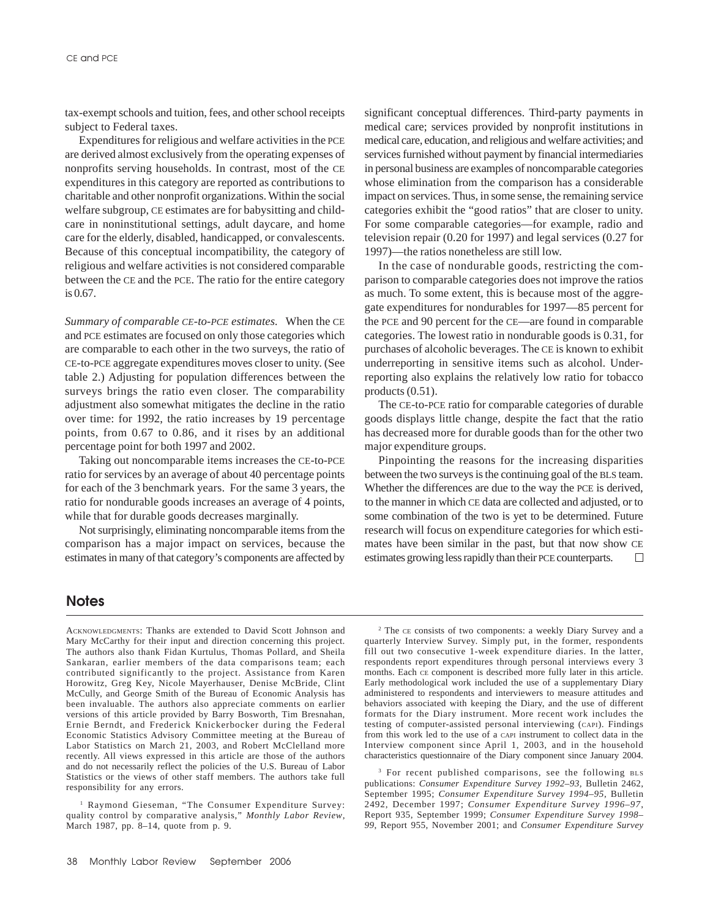tax-exempt schools and tuition, fees, and other school receipts subject to Federal taxes.

Expenditures for religious and welfare activities in the PCE are derived almost exclusively from the operating expenses of nonprofits serving households. In contrast, most of the CE expenditures in this category are reported as contributions to charitable and other nonprofit organizations. Within the social welfare subgroup, CE estimates are for babysitting and child-care in noninstitutional settings, adult daycare, and home care for the elderly, disabled, handicapped, or convalescents. Because of this conceptual incompatibility, the category of religious and welfare activities is not considered comparable between the CE and the PCE. The ratio for the entire category is 0.67.

*Summary of comparable CE-to-PCE estimates.* When the CE and PCE estimates are focused on only those categories which are comparable to each other in the two surveys, the ratio of CE-to-PCE aggregate expenditures moves closer to unity. (See table 2.) Adjusting for population differences between the surveys brings the ratio even closer. The comparability adjustment also somewhat mitigates the decline in the ratio over time: for 1992, the ratio increases by 19 percentage points, from 0.67 to 0.86, and it rises by an additional percentage point for both 1997 and 2002.

Taking out noncomparable items increases the CE-to-PCE ratio for services by an average of about 40 percentage points for each of the 3 benchmark years. For the same 3 years, the ratio for nondurable goods increases an average of 4 points, while that for durable goods decreases marginally.

Not surprisingly, eliminating noncomparable items from the comparison has a major impact on services, because the estimates in many of that category's components are affected by significant conceptual differences. Third-party payments in medical care; services provided by nonprofit institutions in medical care, education, and religious and welfare activities; and services furnished without payment by financial intermediaries in personal business are examples of noncomparable categories whose elimination from the comparison has a considerable impact on services. Thus, in some sense, the remaining service categories exhibit the "good ratios" that are closer to unity. For some comparable categories—for example, radio and television repair (0.20 for 1997) and legal services (0.27 for 1997)—the ratios nonetheless are still low.

In the case of nondurable goods, restricting the comparison to comparable categories does not improve the ratios as much. To some extent, this is because most of the aggregate expenditures for nondurables for 1997—85 percent for the PCE and 90 percent for the CE—are found in comparable categories. The lowest ratio in nondurable goods is 0.31, for purchases of alcoholic beverages. The CE is known to exhibit underreporting in sensitive items such as alcohol. Underreporting also explains the relatively low ratio for tobacco products (0.51).

The CE-to-PCE ratio for comparable categories of durable goods displays little change, despite the fact that the ratio has decreased more for durable goods than for the other two major expenditure groups.

Pinpointing the reasons for the increasing disparities between the two surveys is the continuing goal of the BLS team. Whether the differences are due to the way the PCE is derived, to the manner in which CE data are collected and adjusted, or to some combination of the two is yet to be determined. Future research will focus on expenditure categories for which estimates have been similar in the past, but that now show CE estimates growing less rapidly than their PCE counterparts. □

## Notes

ACKNOWLEDGMENTS: Thanks are extended to David Scott Johnson and Mary McCarthy for their input and direction concerning this project. The authors also thank Fidan Kurtulus, Thomas Pollard, and Sheila Sankaran, earlier members of the data comparisons team; each contributed significantly to the project. Assistance from Karen Horowitz, Greg Key, Nicole Mayerhauser, Denise McBride, Clint McCully, and George Smith of the Bureau of Economic Analysis has been invaluable. The authors also appreciate comments on earlier versions of this article provided by Barry Bosworth, Tim Bresnahan, Ernie Berndt, and Frederick Knickerbocker during the Federal Economic Statistics Advisory Committee meeting at the Bureau of Labor Statistics on March 21, 2003, and Robert McClelland more recently. All views expressed in this article are those of the authors and do not necessarily reflect the policies of the U.S. Bureau of Labor Statistics or the views of other staff members. The authors take full responsibility for any errors.

[1] Raymond Gieseman, "The Consumer Expenditure Survey: quality control by comparative analysis," *Monthly Labor Review*, March 1987, pp. 8–14, quote from p. 9.

[2] The CE consists of two components: a weekly Diary Survey and a quarterly Interview Survey. Simply put, in the former, respondents fill out two consecutive 1-week expenditure diaries. In the latter, respondents report expenditures through personal interviews every 3 months. Each CE component is described more fully later in this article. Early methodological work included the use of a supplementary Diary administered to respondents and interviewers to measure attitudes and behaviors associated with keeping the Diary, and the use of different formats for the Diary instrument. More recent work includes the testing of computer-assisted personal interviewing (CAPI). Findings from this work led to the use of a CAPI instrument to collect data in the Interview component since April 1, 2003, and in the household characteristics questionnaire of the Diary component since January 2004.

[3] For recent published comparisons, see the following BLS publications: *Consumer Expenditure Survey 1992–93*, Bulletin 2462, September 1995; *Consumer Expenditure Survey 1994–95*, Bulletin 2492, December 1997; *Consumer Expenditure Survey 1996–97*, Report 935, September 1999; *Consumer Expenditure Survey 1998–99*, Report 955, November 2001; and *Consumer Expenditure Survey*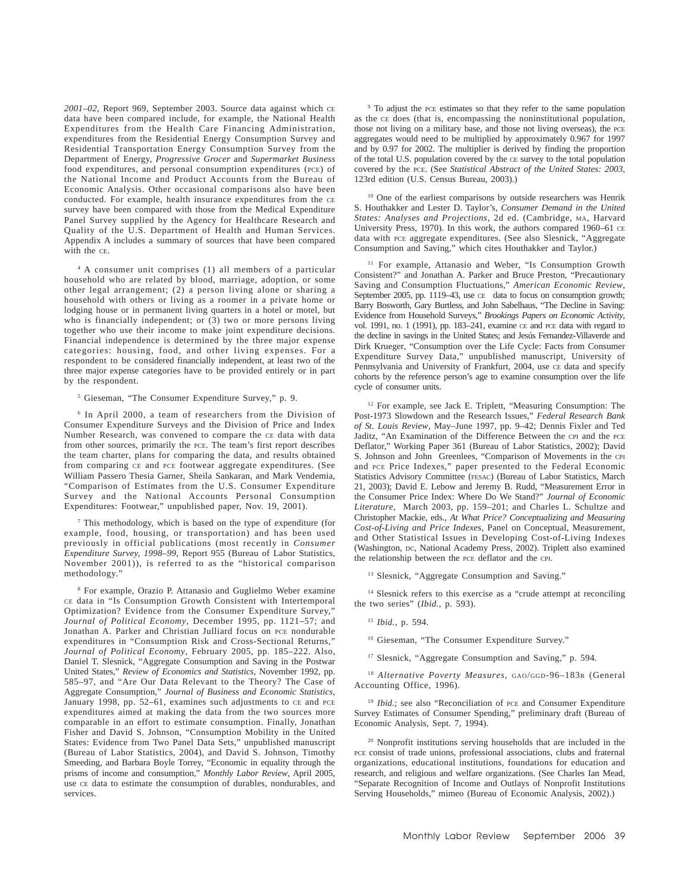*2001–02*, Report 969, September 2003. Source data against which CE data have been compared include, for example, the National Health Expenditures from the Health Care Financing Administration, expenditures from the Residential Energy Consumption Survey and Residential Transportation Energy Consumption Survey from the Department of Energy, *Progressive Grocer* and *Supermarket Business* food expenditures, and personal consumption expenditures (PCE) of the National Income and Product Accounts from the Bureau of Economic Analysis. Other occasional comparisons also have been conducted. For example, health insurance expenditures from the CE survey have been compared with those from the Medical Expenditure Panel Survey supplied by the Agency for Healthcare Research and Quality of the U.S. Department of Health and Human Services. Appendix A includes a summary of sources that have been compared with the CE.

[4] A consumer unit comprises (1) all members of a particular household who are related by blood, marriage, adoption, or some other legal arrangement; (2) a person living alone or sharing a household with others or living as a roomer in a private home or lodging house or in permanent living quarters in a hotel or motel, but who is financially independent; or (3) two or more persons living together who use their income to make joint expenditure decisions. Financial independence is determined by the three major expense categories: housing, food, and other living expenses. For a respondent to be considered financially independent, at least two of the three major expense categories have to be provided entirely or in part by the respondent.

[5] Gieseman, "The Consumer Expenditure Survey," p. 9.

[6] In April 2000, a team of researchers from the Division of Consumer Expenditure Surveys and the Division of Price and Index Number Research, was convened to compare the CE data with data from other sources, primarily the PCE. The team's first report describes the team charter, plans for comparing the data, and results obtained from comparing CE and PCE footwear aggregate expenditures. (See William Passero Thesia Garner, Sheila Sankaran, and Mark Vendemia, "Comparison of Estimates from the U.S. Consumer Expenditure Survey and the National Accounts Personal Consumption Expenditures: Footwear," unpublished paper, Nov. 19, 2001).

[7] This methodology, which is based on the type of expenditure (for example, food, housing, or transportation) and has been used previously in official publications (most recently in *Consumer Expenditure Survey, 1998–99*, Report 955 (Bureau of Labor Statistics, November 2001)), is referred to as the "historical comparison methodology."

[8] For example, Orazio P. Attanasio and Guglielmo Weber examine CE data in "Is Consumption Growth Consistent with Intertemporal Optimization? Evidence from the Consumer Expenditure Survey," *Journal of Political Economy*, December 1995, pp. 1121–57; and Jonathan A. Parker and Christian Julliard focus on PCE nondurable expenditures in "Consumption Risk and Cross-Sectional Returns," *Journal of Political Economy*, February 2005, pp. 185–222. Also, Daniel T. Slesnick, "Aggregate Consumption and Saving in the Postwar United States," *Review of Economics and Statistics*, November 1992, pp. 585–97, and "Are Our Data Relevant to the Theory? The Case of Aggregate Consumption," *Journal of Business and Economic Statistics*, January 1998, pp. 52–61, examines such adjustments to CE and PCE expenditures aimed at making the data from the two sources more comparable in an effort to estimate consumption. Finally, Jonathan Fisher and David S. Johnson, "Consumption Mobility in the United States: Evidence from Two Panel Data Sets," unpublished manuscript (Bureau of Labor Statistics, 2004), and David S. Johnson, Timothy Smeeding, and Barbara Boyle Torrey, "Economic in equality through the prisms of income and consumption," *Monthly Labor Review*, April 2005, use CE data to estimate the consumption of durables, nondurables, and services.

[9] To adjust the PCE estimates so that they refer to the same population as the CE does (that is, encompassing the noninstitutional population, those not living on a military base, and those not living overseas), the PCE aggregates would need to be multiplied by approximately 0.967 for 1997 and by 0.97 for 2002. The multiplier is derived by finding the proportion of the total U.S. population covered by the CE survey to the total population covered by the PCE. (See *Statistical Abstract of the United States: 2003*, 123rd edition (U.S. Census Bureau, 2003).)

[10] One of the earliest comparisons by outside researchers was Henrik S. Houthakker and Lester D. Taylor's, *Consumer Demand in the United States: Analyses and Projections*, 2d ed. (Cambridge, MA, Harvard University Press, 1970). In this work, the authors compared 1960–61 CE data with PCE aggregate expenditures. (See also Slesnick, "Aggregate Consumption and Saving," which cites Houthakker and Taylor.)

[11] For example, Attanasio and Weber, "Is Consumption Growth Consistent?" and Jonathan A. Parker and Bruce Preston, "Precautionary Saving and Consumption Fluctuations," *American Economic Review*, September 2005, pp. 1119–43, use CE data to focus on consumption growth; Barry Bosworth, Gary Burtless, and John Sabelhaus, "The Decline in Saving: Evidence from Household Surveys," *Brookings Papers on Economic Activity*, vol. 1991, no. 1 (1991), pp. 183–241, examine CE and PCE data with regard to the decline in savings in the United States; and Jesús Fernandez-Villaverde and Dirk Krueger, "Consumption over the Life Cycle: Facts from Consumer Expenditure Survey Data," unpublished manuscript, University of Pennsylvania and University of Frankfurt, 2004, use CE data and specify cohorts by the reference person's age to examine consumption over the life cycle of consumer units.

[12] For example, see Jack E. Triplett, "Measuring Consumption: The Post-1973 Slowdown and the Research Issues," *Federal Research Bank of St. Louis Review*, May–June 1997, pp. 9–42; Dennis Fixler and Ted Jaditz, "An Examination of the Difference Between the CPI and the PCE Deflator," Working Paper 361 (Bureau of Labor Statistics, 2002); David S. Johnson and John Greenlees, "Comparison of Movements in the CPI and PCE Price Indexes," paper presented to the Federal Economic Statistics Advisory Committee (FESAC) (Bureau of Labor Statistics, March 21, 2003); David E. Lebow and Jeremy B. Rudd, "Measurement Error in the Consumer Price Index: Where Do We Stand?" *Journal of Economic Literature*, March 2003, pp. 159–201; and Charles L. Schultze and Christopher Mackie, eds., *At What Price? Conceptualizing and Measuring Cost-of-Living and Price Indexes*, Panel on Conceptual, Measurement, and Other Statistical Issues in Developing Cost-of-Living Indexes (Washington, DC, National Academy Press, 2002). Triplett also examined the relationship between the PCE deflator and the CPI.

[13] Slesnick, "Aggregate Consumption and Saving."

[14] Slesnick refers to this exercise as a "crude attempt at reconciling the two series" (*Ibid.*, p. 593).

[15] *Ibid.*, p. 594.

[16] Gieseman, "The Consumer Expenditure Survey."

[17] Slesnick, "Aggregate Consumption and Saving," p. 594.

[18] *Alternative Poverty Measures*, GAO/GGD-96–183R (General Accounting Office, 1996).

[19] *Ibid.*; see also "Reconciliation of PCE and Consumer Expenditure Survey Estimates of Consumer Spending," preliminary draft (Bureau of Economic Analysis, Sept. 7, 1994).

[20] Nonprofit institutions serving households that are included in the PCE consist of trade unions, professional associations, clubs and fraternal organizations, educational institutions, foundations for education and research, and religious and welfare organizations. (See Charles Ian Mead, "Separate Recognition of Income and Outlays of Nonprofit Institutions Serving Households," mimeo (Bureau of Economic Analysis, 2002).)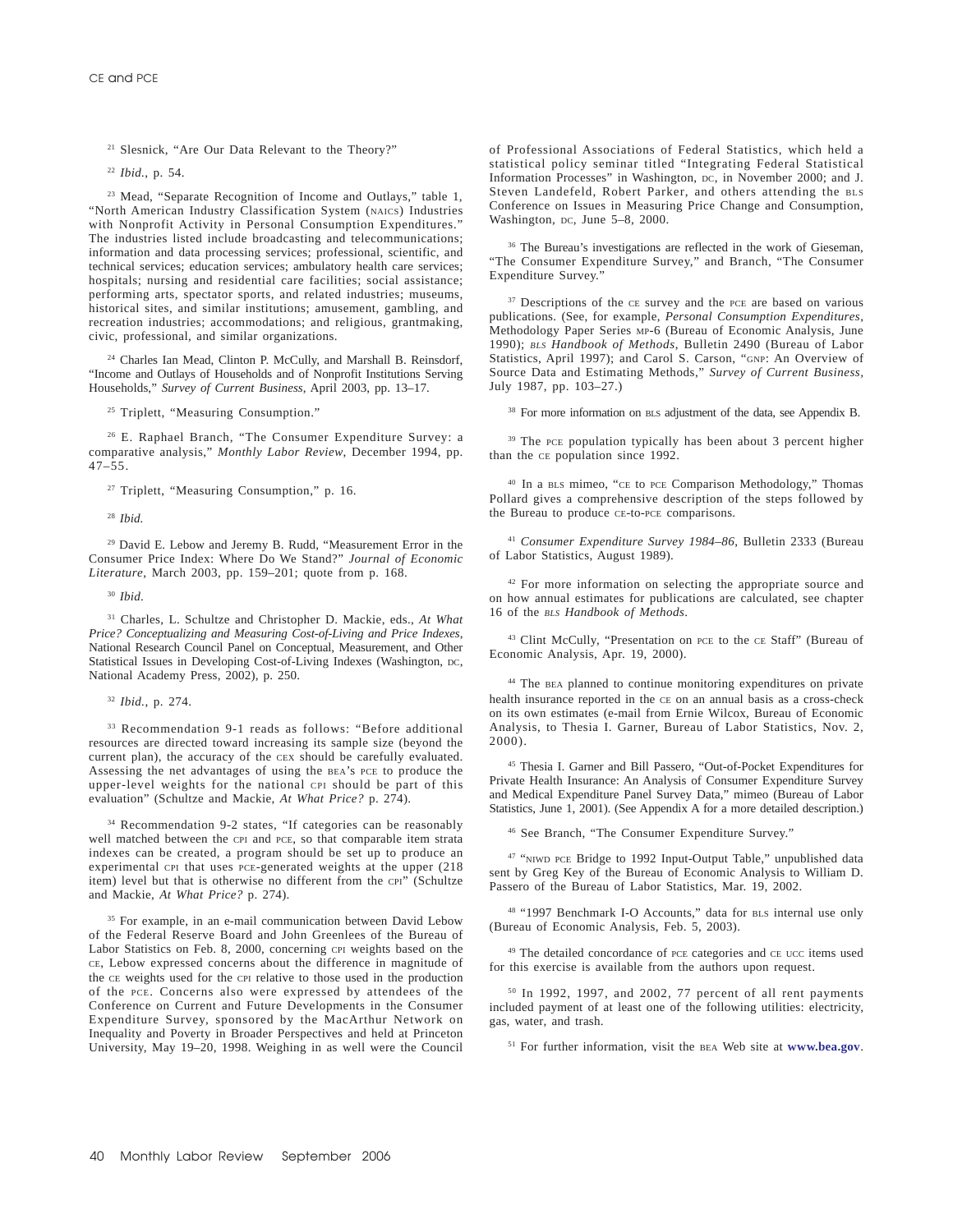[21] Slesnick, "Are Our Data Relevant to the Theory?"

[22] *Ibid.*, p. 54.

[23] Mead, "Separate Recognition of Income and Outlays," table 1, "North American Industry Classification System (NAICS) Industries with Nonprofit Activity in Personal Consumption Expenditures." The industries listed include broadcasting and telecommunications; information and data processing services; professional, scientific, and technical services; education services; ambulatory health care services; hospitals; nursing and residential care facilities; social assistance; performing arts, spectator sports, and related industries; museums, historical sites, and similar institutions; amusement, gambling, and recreation industries; accommodations; and religious, grantmaking, civic, professional, and similar organizations.

[24] Charles Ian Mead, Clinton P. McCully, and Marshall B. Reinsdorf, "Income and Outlays of Households and of Nonprofit Institutions Serving Households," *Survey of Current Business*, April 2003, pp. 13–17.

[25] Triplett, "Measuring Consumption."

[26] E. Raphael Branch, "The Consumer Expenditure Survey: a comparative analysis," *Monthly Labor Review*, December 1994, pp. 47–55.

[27] Triplett, "Measuring Consumption," p. 16.

[28] *Ibid.*

[29] David E. Lebow and Jeremy B. Rudd, "Measurement Error in the Consumer Price Index: Where Do We Stand?" *Journal of Economic Literature*, March 2003, pp. 159–201; quote from p. 168.

[30] *Ibid.*

[31] Charles, L. Schultze and Christopher D. Mackie, eds., *At What Price? Conceptualizing and Measuring Cost-of-Living and Price Indexes*, National Research Council Panel on Conceptual, Measurement, and Other Statistical Issues in Developing Cost-of-Living Indexes (Washington, DC, National Academy Press, 2002), p. 250.

[32] *Ibid.*, p. 274.

[33] Recommendation 9-1 reads as follows: "Before additional resources are directed toward increasing its sample size (beyond the current plan), the accuracy of the CEX should be carefully evaluated. Assessing the net advantages of using the BEA's PCE to produce the upper-level weights for the national CPI should be part of this evaluation" (Schultze and Mackie, *At What Price?* p. 274).

[34] Recommendation 9-2 states, "If categories can be reasonably well matched between the CPI and PCE, so that comparable item strata indexes can be created, a program should be set up to produce an experimental CPI that uses PCE-generated weights at the upper (218 item) level but that is otherwise no different from the CPI" (Schultze and Mackie, *At What Price?* p. 274).

[35] For example, in an e-mail communication between David Lebow of the Federal Reserve Board and John Greenlees of the Bureau of Labor Statistics on Feb. 8, 2000, concerning CPI weights based on the CE, Lebow expressed concerns about the difference in magnitude of the CE weights used for the CPI relative to those used in the production of the PCE. Concerns also were expressed by attendees of the Conference on Current and Future Developments in the Consumer Expenditure Survey, sponsored by the MacArthur Network on Inequality and Poverty in Broader Perspectives and held at Princeton University, May 19–20, 1998. Weighing in as well were the Council of Professional Associations of Federal Statistics, which held a statistical policy seminar titled "Integrating Federal Statistical Information Processes" in Washington, DC, in November 2000; and J. Steven Landefeld, Robert Parker, and others attending the BLS Conference on Issues in Measuring Price Change and Consumption, Washington, DC, June 5–8, 2000.

[36] The Bureau's investigations are reflected in the work of Gieseman, "The Consumer Expenditure Survey," and Branch, "The Consumer Expenditure Survey."

[37] Descriptions of the CE survey and the PCE are based on various publications. (See, for example, *Personal Consumption Expenditures*, Methodology Paper Series MP-6 (Bureau of Economic Analysis, June 1990); *BLS Handbook of Methods*, Bulletin 2490 (Bureau of Labor Statistics, April 1997); and Carol S. Carson, "GNP: An Overview of Source Data and Estimating Methods," *Survey of Current Business*, July 1987, pp. 103–27.)

[38] For more information on BLS adjustment of the data, see Appendix B.

[39] The PCE population typically has been about 3 percent higher than the CE population since 1992.

[40] In a BLS mimeo, "CE to PCE Comparison Methodology," Thomas Pollard gives a comprehensive description of the steps followed by the Bureau to produce CE-to-PCE comparisons.

[41] *Consumer Expenditure Survey 1984–86*, Bulletin 2333 (Bureau of Labor Statistics, August 1989).

[42] For more information on selecting the appropriate source and on how annual estimates for publications are calculated, see chapter 16 of the *BLS Handbook of Methods*.

[43] Clint McCully, "Presentation on PCE to the CE Staff" (Bureau of Economic Analysis, Apr. 19, 2000).

[44] The BEA planned to continue monitoring expenditures on private health insurance reported in the CE on an annual basis as a cross-check on its own estimates (e-mail from Ernie Wilcox, Bureau of Economic Analysis, to Thesia I. Garner, Bureau of Labor Statistics, Nov. 2, 2000).

[45] Thesia I. Garner and Bill Passero, "Out-of-Pocket Expenditures for Private Health Insurance: An Analysis of Consumer Expenditure Survey and Medical Expenditure Panel Survey Data," mimeo (Bureau of Labor Statistics, June 1, 2001). (See Appendix A for a more detailed description.)

[46] See Branch, "The Consumer Expenditure Survey."

[47] "NIWD PCE Bridge to 1992 Input-Output Table," unpublished data sent by Greg Key of the Bureau of Economic Analysis to William D. Passero of the Bureau of Labor Statistics, Mar. 19, 2002.

[48] "1997 Benchmark I-O Accounts," data for BLS internal use only (Bureau of Economic Analysis, Feb. 5, 2003).

[49] The detailed concordance of PCE categories and CE UCC items used for this exercise is available from the authors upon request.

[50] In 1992, 1997, and 2002, 77 percent of all rent payments included payment of at least one of the following utilities: electricity, gas, water, and trash.

[51] For further information, visit the BEA Web site at **www.bea.gov**.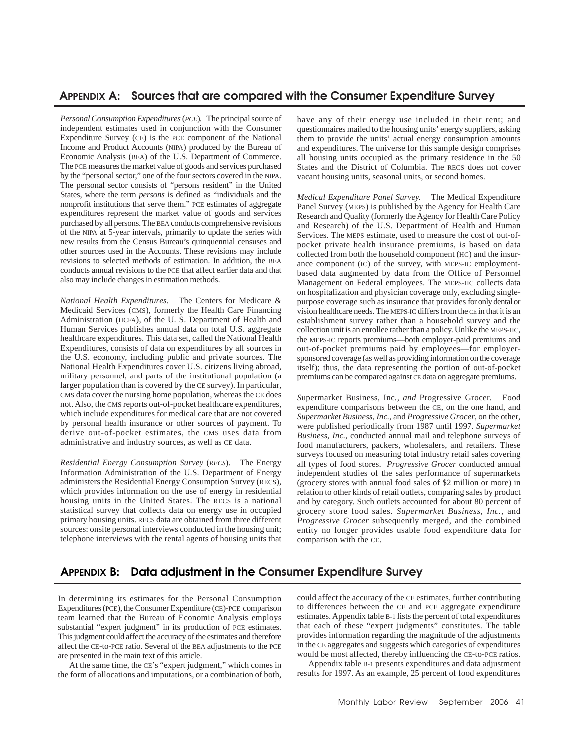## APPENDIX A: Sources that are compared with the Consumer Expenditure Survey

*Personal Consumption Expenditures* (*PCE*). The principal source of independent estimates used in conjunction with the Consumer Expenditure Survey (CE) is the PCE component of the National Income and Product Accounts (NIPA) produced by the Bureau of Economic Analysis (BEA) of the U.S. Department of Commerce. The PCE measures the market value of goods and services purchased by the "personal sector," one of the four sectors covered in the NIPA. The personal sector consists of "persons resident" in the United States, where the term *persons* is defined as "individuals and the nonprofit institutions that serve them." PCE estimates of aggregate expenditures represent the market value of goods and services purchased by all persons. The BEA conducts comprehensive revisions of the NIPA at 5-year intervals, primarily to update the series with new results from the Census Bureau's quinquennial censuses and other sources used in the Accounts. These revisions may include revisions to selected methods of estimation. In addition, the BEA conducts annual revisions to the PCE that affect earlier data and that also may include changes in estimation methods.

*National Health Expenditures.* The Centers for Medicare & Medicaid Services (CMS), formerly the Health Care Financing Administration (HCFA), of the U. S. Department of Health and Human Services publishes annual data on total U.S. aggregate healthcare expenditures. This data set, called the National Health Expenditures, consists of data on expenditures by all sources in the U.S. economy, including public and private sources. The National Health Expenditures cover U.S. citizens living abroad, military personnel, and parts of the institutional population (a larger population than is covered by the CE survey). In particular, CMS data cover the nursing home population, whereas the CE does not. Also, the CMS reports out-of-pocket healthcare expenditures, which include expenditures for medical care that are not covered by personal health insurance or other sources of payment. To derive out-of-pocket estimates, the CMS uses data from administrative and industry sources, as well as CE data.

*Residential Energy Consumption Survey* (*RECS*). The Energy Information Administration of the U.S. Department of Energy administers the Residential Energy Consumption Survey (RECS), which provides information on the use of energy in residential housing units in the United States. The RECS is a national statistical survey that collects data on energy use in occupied primary housing units. RECS data are obtained from three different sources: onsite personal interviews conducted in the housing unit; telephone interviews with the rental agents of housing units that have any of their energy use included in their rent; and questionnaires mailed to the housing units' energy suppliers, asking them to provide the units' actual energy consumption amounts and expenditures. The universe for this sample design comprises all housing units occupied as the primary residence in the 50 States and the District of Columbia. The RECS does not cover vacant housing units, seasonal units, or second homes.

*Medical Expenditure Panel Survey.* The Medical Expenditure Panel Survey (MEPS) is published by the Agency for Health Care Research and Quality (formerly the Agency for Health Care Policy and Research) of the U.S. Department of Health and Human Services. The MEPS estimate, used to measure the cost of out-of-pocket private health insurance premiums, is based on data collected from both the household component (HC) and the insurance component (IC) of the survey, with MEPS-IC employment-based data augmented by data from the Office of Personnel Management on Federal employees. The MEPS-HC collects data on hospitalization and physician coverage only, excluding single-purpose coverage such as insurance that provides for only dental or vision healthcare needs. The MEPS-IC differs from the CE in that it is an establishment survey rather than a household survey and the collection unit is an enrollee rather than a policy. Unlike the MEPS-HC, the MEPS-IC reports premiums—both employer-paid premiums and out-of-pocket premiums paid by employees—for employer-sponsored coverage (as well as providing information on the coverage itself); thus, the data representing the portion of out-of-pocket premiums can be compared against CE data on aggregate premiums.

*S*upermarket Business, Inc.*, and* Progressive Grocer. Food expenditure comparisons between the CE, on the one hand, and *Supermarket Business, Inc.*, and *Progressive Grocer*, on the other, were published periodically from 1987 until 1997. *Supermarket Business, Inc.*, conducted annual mail and telephone surveys of food manufacturers, packers, wholesalers, and retailers. These surveys focused on measuring total industry retail sales covering all types of food stores. *Progressive Grocer* conducted annual independent studies of the sales performance of supermarkets (grocery stores with annual food sales of $2 million or more) in relation to other kinds of retail outlets, comparing sales by product and by category. Such outlets accounted for about 80 percent of grocery store food sales. *Supermarket Business, Inc.*, and *Progressive Grocer* subsequently merged, and the combined entity no longer provides usable food expenditure data for comparison with the CE.

## APPENDIX B: Data adjustment in the Consumer Expenditure Survey

In determining its estimates for the Personal Consumption Expenditures (PCE), the Consumer Expenditure (CE)-PCE comparison team learned that the Bureau of Economic Analysis employs substantial "expert judgment" in its production of PCE estimates. This judgment could affect the accuracy of the estimates and therefore affect the CE-to-PCE ratio. Several of the BEA adjustments to the PCE are presented in the main text of this article.

At the same time, the CE's "expert judgment," which comes in the form of allocations and imputations, or a combination of both, could affect the accuracy of the CE estimates, further contributing to differences between the CE and PCE aggregate expenditure estimates. Appendix table B-1 lists the percent of total expenditures that each of these "expert judgments" constitutes. The table provides information regarding the magnitude of the adjustments in the CE aggregates and suggests which categories of expenditures would be most affected, thereby influencing the CE-to-PCE ratios.

Appendix table B-1 presents expenditures and data adjustment results for 1997. As an example, 25 percent of food expenditures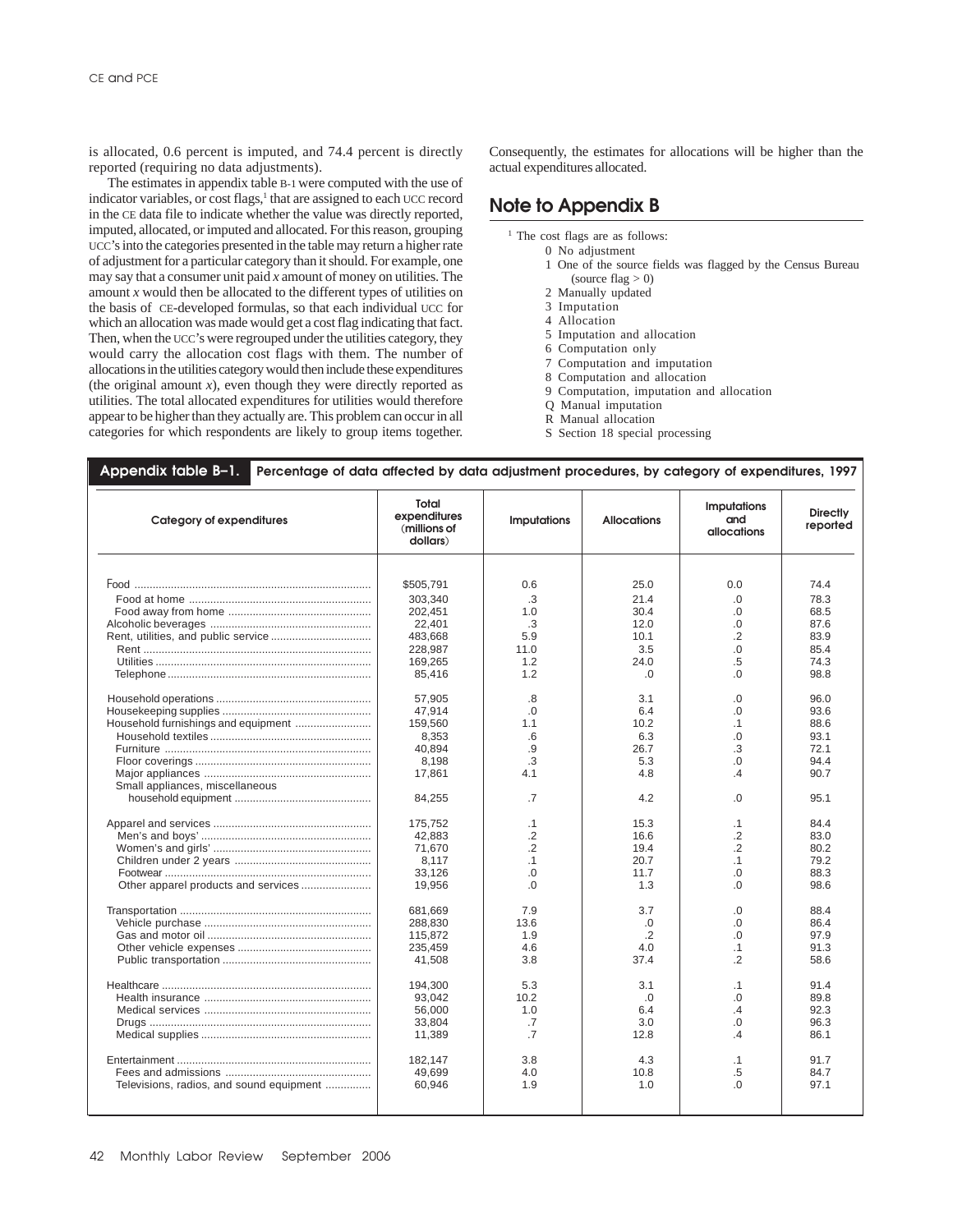is allocated, 0.6 percent is imputed, and 74.4 percent is directly reported (requiring no data adjustments).

The estimates in appendix table B-1 were computed with the use of indicator variables, or cost flags,[1] that are assigned to each UCC record in the CE data file to indicate whether the value was directly reported, imputed, allocated, or imputed and allocated. For this reason, grouping UCC's into the categories presented in the table may return a higher rate of adjustment for a particular category than it should. For example, one may say that a consumer unit paid *x* amount of money on utilities. The amount *x* would then be allocated to the different types of utilities on the basis of CE-developed formulas, so that each individual UCC for which an allocation was made would get a cost flag indicating that fact. Then, when the UCC's were regrouped under the utilities category, they would carry the allocation cost flags with them. The number of allocations in the utilities category would then include these expenditures (the original amount *x*), even though they were directly reported as utilities. The total allocated expenditures for utilities would therefore appear to be higher than they actually are. This problem can occur in all categories for which respondents are likely to group items together. Consequently, the estimates for allocations will be higher than the actual expenditures allocated.

## Note to Appendix B

[1] The cost flags are as follows:

0 No adjustment
1 One of the source fields was flagged by the Census Bureau (source flag > 0)
2 Manually updated
3 Imputation
4 Allocation
5 Imputation and allocation
6 Computation only
7 Computation and imputation
8 Computation and allocation
9 Computation, imputation and allocation
Q Manual imputation
R Manual allocation
S Section 18 special processing

**Appendix table B–1. Percentage of data affected by data adjustment procedures, by category of expenditures, 1997**

| Category of expenditures | Total expenditures (millions of dollars) | Imputations | Allocations | Imputations and allocations | Directly reported |
|---|---|---|---|---|---|
| Food | $505,791 | 0.6 | 25.0 | 0.0 | 74.4 |
| Food at home | 303,340 | .3 | 21.4 | .0 | 78.3 |
| Food away from home | 202,451 | 1.0 | 30.4 | .0 | 68.5 |
| Alcoholic beverages | 22,401 | .3 | 12.0 | .0 | 87.6 |
| Rent, utilities, and public service | 483,668 | 5.9 | 10.1 | .2 | 83.9 |
| Rent | 228,987 | 11.0 | 3.5 | .0 | 85.4 |
| Utilities | 169,265 | 1.2 | 24.0 | .5 | 74.3 |
| Telephone | 85,416 | 1.2 | .0 | .0 | 98.8 |
| Household operations | 57,905 | .8 | 3.1 | .0 | 96.0 |
| Housekeeping supplies | 47,914 | .0 | 6.4 | .0 | 93.6 |
| Household furnishings and equipment | 159,560 | 1.1 | 10.2 | .1 | 88.6 |
| Household textiles | 8,353 | .6 | 6.3 | .0 | 93.1 |
| Furniture | 40,894 | .9 | 26.7 | .3 | 72.1 |
| Floor coverings | 8,198 | .3 | 5.3 | .0 | 94.4 |
| Major appliances | 17,861 | 4.1 | 4.8 | .4 | 90.7 |
| Small appliances, miscellaneous household equipment | 84,255 | .7 | 4.2 | .0 | 95.1 |
| Apparel and services | 175,752 | .1 | 15.3 | .1 | 84.4 |
| Men's and boys' | 42,883 | .2 | 16.6 | .2 | 83.0 |
| Women's and girls' | 71,670 | .2 | 19.4 | .2 | 80.2 |
| Children under 2 years | 8,117 | .1 | 20.7 | .1 | 79.2 |
| Footwear | 33,126 | .0 | 11.7 | .0 | 88.3 |
| Other apparel products and services | 19,956 | .0 | 1.3 | .0 | 98.6 |
| Transportation | 681,669 | 7.9 | 3.7 | .0 | 88.4 |
| Vehicle purchase | 288,830 | 13.6 | .0 | .0 | 86.4 |
| Gas and motor oil | 115,872 | 1.9 | .2 | .0 | 97.9 |
| Other vehicle expenses | 235,459 | 4.6 | 4.0 | .1 | 91.3 |
| Public transportation | 41,508 | 3.8 | 37.4 | .2 | 58.6 |
| Healthcare | 194,300 | 5.3 | 3.1 | .1 | 91.4 |
| Health insurance | 93,042 | 10.2 | .0 | .0 | 89.8 |
| Medical services | 56,000 | 1.0 | 6.4 | .4 | 92.3 |
| Drugs | 33,804 | .7 | 3.0 | .0 | 96.3 |
| Medical supplies | 11,389 | .7 | 12.8 | .4 | 86.1 |
| Entertainment | 182,147 | 3.8 | 4.3 | .1 | 91.7 |
| Fees and admissions | 49,699 | 4.0 | 10.8 | .5 | 84.7 |
| Televisions, radios, and sound equipment | 60,946 | 1.9 | 1.0 | .0 | 97.1 |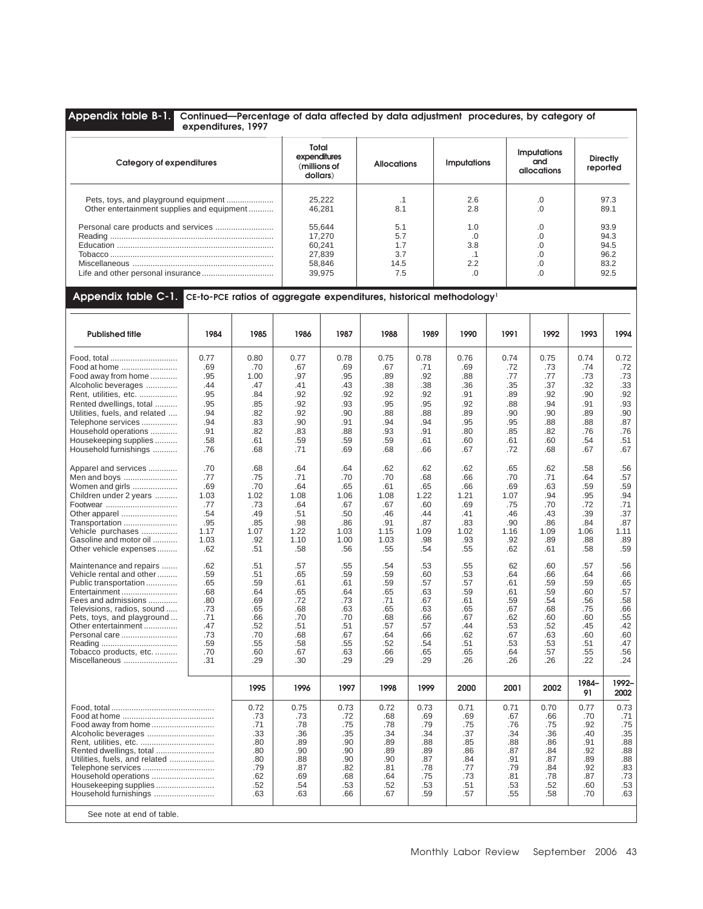## Appendix table B-1. Continued—Percentage of data affected by data adjustment procedures, by category of expenditures, 1997

| Category of expenditures | Total expenditures (millions of dollars) | Allocations | Imputations | Imputations and allocations | Directly reported |
|---|---|---|---|---|---|
| Pets, toys, and playground equipment | 25,222 | .1 | 2.6 | .0 | 97.3 |
| Other entertainment supplies and equipment | 46,281 | 8.1 | 2.8 | .0 | 89.1 |
| Personal care products and services | 55,644 | 5.1 | 1.0 | .0 | 93.9 |
| Reading | 17,270 | 5.7 | .0 | .0 | 94.3 |
| Education | 60,241 | 1.7 | 3.8 | .0 | 94.5 |
| Tobacco | 27,839 | 3.7 | .1 | .0 | 96.2 |
| Miscellaneous | 58,846 | 14.5 | 2.2 | .0 | 83.2 |
| Life and other personal insurance | 39,975 | 7.5 | .0 | .0 | 92.5 |

## Appendix table C-1. CE-to-PCE ratios of aggregate expenditures, historical methodology[1]

| Published title | 1984 | 1985 | 1986 | 1987 | 1988 | 1989 | 1990 | 1991 | 1992 | 1993 | 1994 |
|---|---|---|---|---|---|---|---|---|---|---|---|
| Food, total | 0.77 | 0.80 | 0.77 | 0.78 | 0.75 | 0.78 | 0.76 | 0.74 | 0.75 | 0.74 | 0.72 |
| Food at home | .69 | .70 | .67 | .69 | .67 | .71 | .69 | .72 | .73 | .74 | .72 |
| Food away from home | .95 | 1.00 | .97 | .95 | .89 | .92 | .88 | .77 | .77 | .73 | .73 |
| Alcoholic beverages | .44 | .47 | .41 | .43 | .38 | .38 | .36 | .35 | .37 | .32 | .33 |
| Rent, utilities, etc. | .95 | .84 | .92 | .92 | .92 | .92 | .91 | .89 | .92 | .90 | .92 |
| Rented dwellings, total | .95 | .85 | .92 | .93 | .95 | .95 | .92 | .88 | .94 | .91 | .93 |
| Utilities, fuels, and related | .94 | .82 | .92 | .90 | .88 | .88 | .89 | .90 | .90 | .89 | .90 |
| Telephone services | .94 | .83 | .90 | .91 | .94 | .94 | .95 | .95 | .88 | .88 | .87 |
| Household operations | .91 | .82 | .83 | .88 | .93 | .91 | .80 | .85 | .82 | .76 | .76 |
| Housekeeping supplies | .58 | .61 | .59 | .59 | .59 | .61 | .60 | .61 | .60 | .54 | .51 |
| Household furnishings | .76 | .68 | .71 | .69 | .68 | .66 | .67 | .72 | .68 | .67 | .67 |
| Apparel and services | .70 | .68 | .64 | .64 | .62 | .62 | .62 | .65 | .62 | .58 | .56 |
| Men and boys | .77 | .75 | .71 | .70 | .70 | .68 | .66 | .70 | .71 | .64 | .57 |
| Women and girls | .69 | .70 | .64 | .65 | .61 | .65 | .66 | .69 | .63 | .59 | .59 |
| Children under 2 years | 1.03 | 1.02 | 1.08 | 1.06 | 1.08 | 1.22 | 1.21 | 1.07 | .94 | .95 | .94 |
| Footwear | .77 | .73 | .64 | .67 | .67 | .60 | .69 | .75 | .70 | .72 | .71 |
| Other apparel | .54 | .49 | .51 | .50 | .46 | .44 | .41 | .46 | .43 | .39 | .37 |
| Transportation | .95 | .85 | .98 | .86 | .91 | .87 | .83 | .90 | .86 | .84 | .87 |
| Vehicle purchases | 1.17 | 1.07 | 1.22 | 1.03 | 1.15 | 1.09 | 1.02 | 1.16 | 1.09 | 1.06 | 1.11 |
| Gasoline and motor oil | 1.03 | .92 | 1.10 | 1.00 | 1.03 | .98 | .93 | .92 | .89 | .88 | .89 |
| Other vehicle expenses | .62 | .51 | .58 | .56 | .55 | .54 | .55 | .62 | .61 | .58 | .59 |
| Maintenance and repairs | .62 | .51 | .57 | .55 | .54 | .53 | .55 | 62 | .60 | .57 | .56 |
| Vehicle rental and other | .59 | .51 | .65 | .59 | .59 | .60 | .53 | .64 | .66 | .64 | .66 |
| Public transportation | .65 | .59 | .61 | .61 | .59 | .57 | .57 | .61 | .59 | .59 | .65 |
| Entertainment | .68 | .64 | .65 | .64 | .65 | .63 | .59 | .61 | .59 | .60 | .57 |
| Fees and admissions | .80 | .69 | .72 | .73 | .71 | .67 | .61 | .59 | .54 | .56 | .58 |
| Televisions, radios, sound | .73 | .65 | .68 | .63 | .65 | .63 | .65 | .67 | .68 | .75 | .66 |
| Pets, toys, and playground | .71 | .66 | .70 | .70 | .68 | .66 | .67 | .62 | .60 | .60 | .55 |
| Other entertainment | .47 | .52 | .51 | .51 | .57 | .57 | .44 | .53 | .52 | .45 | .42 |
| Personal care | .73 | .70 | .68 | .67 | .64 | .66 | .62 | .67 | .63 | .60 | .60 |
| Reading | .59 | .55 | .58 | .55 | .52 | .54 | .51 | .53 | .53 | .51 | .47 |
| Tobacco products, etc. | .70 | .60 | .67 | .63 | .66 | .65 | .65 | .64 | .57 | .55 | .56 |
| Miscellaneous | .31 | .29 | .30 | .29 | .29 | .29 | .26 | .26 | .26 | .22 | .24 |

| Published title | 1995 | 1996 | 1997 | 1998 | 1999 | 2000 | 2001 | 2002 | 1984–91 | 1992–2002 |
|---|---|---|---|---|---|---|---|---|---|---|
| Food, total | 0.72 | 0.75 | 0.73 | 0.72 | 0.73 | 0.71 | 0.71 | 0.70 | 0.77 | 0.73 |
| Food at home | .73 | .73 | .72 | .68 | .69 | .69 | .67 | .66 | .70 | .71 |
| Food away from home | .71 | .78 | .75 | .78 | .79 | .75 | .76 | .75 | .92 | .75 |
| Alcoholic beverages | .33 | .36 | .35 | .34 | .34 | .37 | .34 | .36 | .40 | .35 |
| Rent, utilities, etc. | .80 | .89 | .90 | .89 | .88 | .85 | .88 | .86 | .91 | .88 |
| Rented dwellings, total | .80 | .90 | .90 | .89 | .89 | .86 | .87 | .84 | .92 | .88 |
| Utilities, fuels, and related | .80 | .88 | .90 | .90 | .87 | .84 | .91 | .87 | .89 | .88 |
| Telephone services | .79 | .87 | .82 | .81 | .78 | .77 | .79 | .84 | .92 | .83 |
| Household operations | .62 | .69 | .68 | .64 | .75 | .73 | .81 | .78 | .87 | .73 |
| Housekeeping supplies | .52 | .54 | .53 | .52 | .53 | .51 | .53 | .52 | .60 | .53 |
| Household furnishings | .63 | .63 | .66 | .67 | .59 | .57 | .55 | .58 | .70 | .63 |

See note at end of table.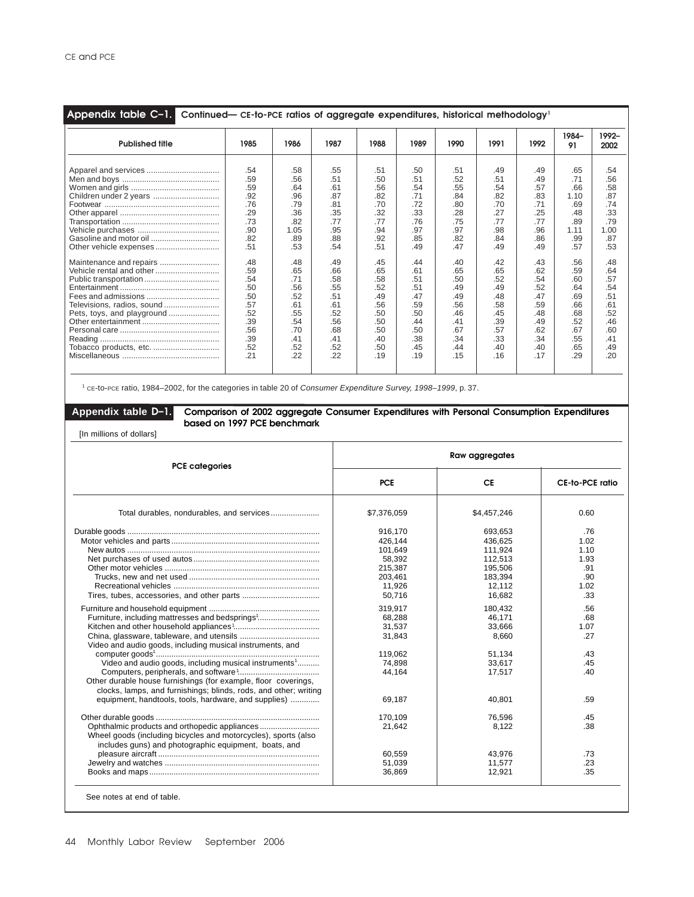## Appendix table C–1. Continued— CE-to-PCE ratios of aggregate expenditures, historical methodology[1]

| Published title | 1985 | 1986 | 1987 | 1988 | 1989 | 1990 | 1991 | 1992 | 1984–91 | 1992–2002 |
|---|---|---|---|---|---|---|---|---|---|---|
| Apparel and services | .54 | .58 | .55 | .51 | .50 | .51 | .49 | .49 | .65 | .54 |
| Men and boys | .59 | .56 | .51 | .50 | .51 | .52 | .51 | .49 | .71 | .56 |
| Women and girls | .59 | .64 | .61 | .56 | .54 | .55 | .54 | .57 | .66 | .58 |
| Children under 2 years | .92 | .96 | .87 | .82 | .71 | .84 | .82 | .83 | 1.10 | .87 |
| Footwear | .76 | .79 | .81 | .70 | .72 | .80 | .70 | .71 | .69 | .74 |
| Other apparel | .29 | .36 | .35 | .32 | .33 | .28 | .27 | .25 | .48 | .33 |
| Transportation | .73 | .82 | .77 | .77 | .76 | .75 | .77 | .77 | .89 | .79 |
| Vehicle purchases | .90 | 1.05 | .95 | .94 | .97 | .97 | .98 | .96 | 1.11 | 1.00 |
| Gasoline and motor oil | .82 | .89 | .88 | .92 | .85 | .82 | .84 | .86 | .99 | .87 |
| Other vehicle expenses | .51 | .53 | .54 | .51 | .49 | .47 | .49 | .49 | .57 | .53 |
| Maintenance and repairs | .48 | .48 | .49 | .45 | .44 | .40 | .42 | .43 | .56 | .48 |
| Vehicle rental and other | .59 | .65 | .66 | .65 | .61 | .65 | .65 | .62 | .59 | .64 |
| Public transportation | .54 | .71 | .58 | .58 | .51 | .50 | .52 | .54 | .60 | .57 |
| Entertainment | .50 | .56 | .55 | .52 | .51 | .49 | .49 | .52 | .64 | .54 |
| Fees and admissions | .50 | .52 | .51 | .49 | .47 | .49 | .48 | .47 | .69 | .51 |
| Televisions, radios, sound | .57 | .61 | .61 | .56 | .59 | .56 | .58 | .59 | .66 | .61 |
| Pets, toys, and playground | .52 | .55 | .52 | .50 | .50 | .46 | .45 | .48 | .68 | .52 |
| Other entertainment | .39 | .54 | .56 | .50 | .44 | .41 | .39 | .49 | .52 | .46 |
| Personal care | .56 | .70 | .68 | .50 | .50 | .67 | .57 | .62 | .67 | .60 |
| Reading | .39 | .41 | .41 | .40 | .38 | .34 | .33 | .34 | .55 | .41 |
| Tobacco products, etc. | .52 | .52 | .52 | .50 | .45 | .44 | .40 | .40 | .65 | .49 |
| Miscellaneous | .21 | .22 | .22 | .19 | .19 | .15 | .16 | .17 | .29 | .20 |

[1] CE-to-PCE ratio, 1984–2002, for the categories in table 20 of *Consumer Expenditure Survey, 1998–1999*, p. 37.

## Appendix table D–1. Comparison of 2002 aggregate Consumer Expenditures with Personal Consumption Expenditures based on 1997 PCE benchmark

[In millions of dollars]

| PCE categories | Raw aggregates | | |
|---|---|---|---|
| | PCE | CE | CE-to-PCE ratio |
| Total durables, nondurables, and services | $7,376,059 | $4,457,246 | 0.60 |
| Durable goods | 916,170 | 693,653 | .76 |
| Motor vehicles and parts | 426,144 | 436,625 | 1.02 |
| New autos | 101,649 | 111,924 | 1.10 |
| Net purchases of used autos | 58,392 | 112,513 | 1.93 |
| Other motor vehicles | 215,387 | 195,506 | .91 |
| Trucks, new and net used | 203,461 | 183,394 | .90 |
| Recreational vehicles | 11,926 | 12,112 | 1.02 |
| Tires, tubes, accessories, and other parts | 50,716 | 16,682 | .33 |
| Furniture and household equipment | 319,917 | 180,432 | .56 |
| Furniture, including mattresses and bedsprings[1] | 68,288 | 46,171 | .68 |
| Kitchen and other household appliances[1] | 31,537 | 33,666 | 1.07 |
| China, glassware, tableware, and utensils | 31,843 | 8,660 | .27 |
| Video and audio goods, including musical instruments, and computer goods[1] | 119,062 | 51,134 | .43 |
| Video and audio goods, including musical instruments[1] | 74,898 | 33,617 | .45 |
| Computers, peripherals, and software[1] | 44,164 | 17,517 | .40 |
| Other durable house furnishings (for example, floor coverings, clocks, lamps, and furnishings; blinds, rods, and other; writing equipment, handtools, tools, hardware, and supplies) | 69,187 | 40,801 | .59 |
| Other durable goods | 170,109 | 76,596 | .45 |
| Ophthalmic products and orthopedic appliances | 21,642 | 8,122 | .38 |
| Wheel goods (including bicycles and motorcycles), sports (also includes guns) and photographic equipment, boats, and pleasure aircraft | 60,559 | 43,976 | .73 |
| Jewelry and watches | 51,039 | 11,577 | .23 |
| Books and maps | 36,869 | 12,921 | .35 |

See notes at end of table.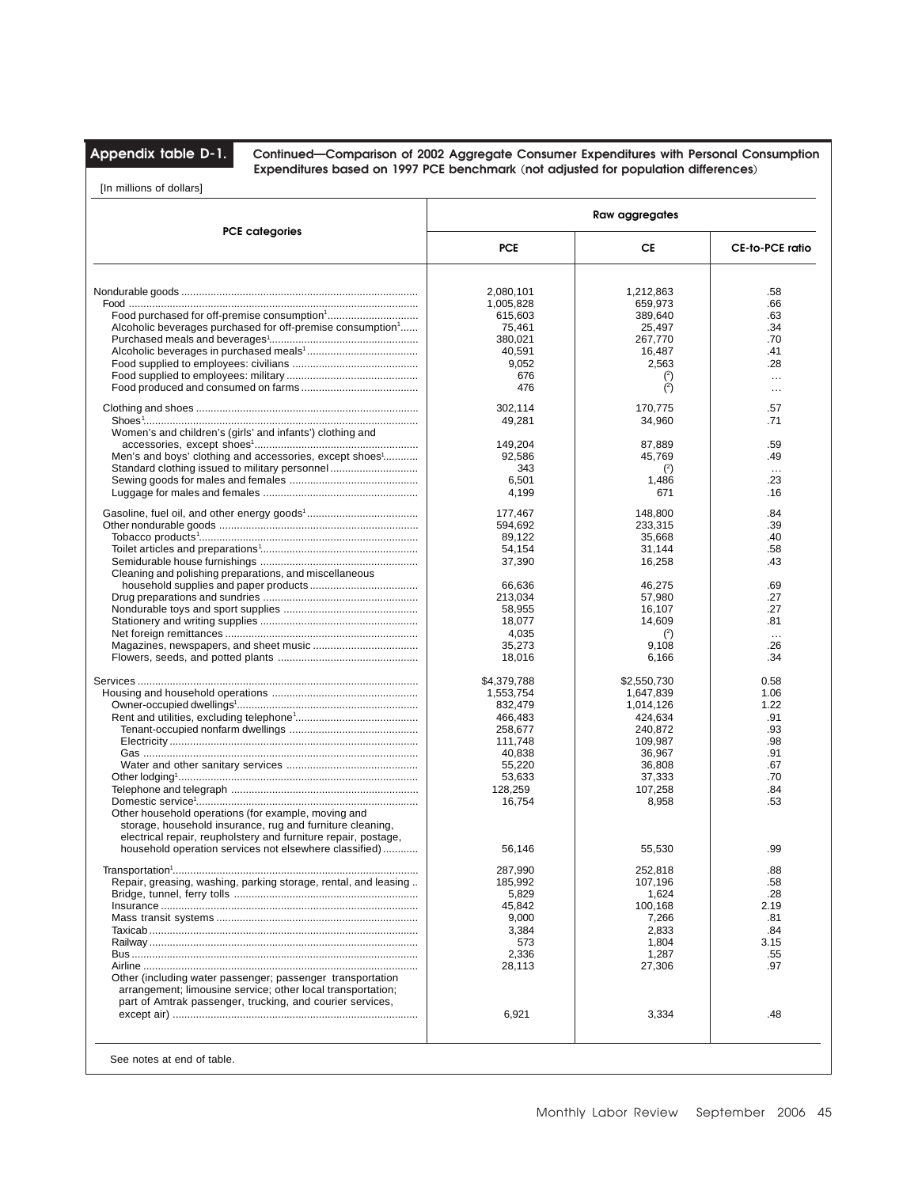**Appendix table D-1. Continued—Comparison of 2002 Aggregate Consumer Expenditures with Personal Consumption Expenditures based on 1997 PCE benchmark (not adjusted for population differences)**

[In millions of dollars]

| PCE categories | Raw aggregates | | |
|---|---|---|---|
| | PCE | CE | CE-to-PCE ratio |
| Nondurable goods | 2,080,101 | 1,212,863 | .58 |
| Food | 1,005,828 | 659,973 | .66 |
| Food purchased for off-premise consumption[1] | 615,603 | 389,640 | .63 |
| Alcoholic beverages purchased for off-premise consumption[1] | 75,461 | 25,497 | .34 |
| Purchased meals and beverages[1] | 380,021 | 267,770 | .70 |
| Alcoholic beverages in purchased meals[1] | 40,591 | 16,487 | .41 |
| Food supplied to employees: civilians | 9,052 | 2,563 | .28 |
| Food supplied to employees: military | 676 | (2) | … |
| Food produced and consumed on farms | 476 | (2) | … |
| Clothing and shoes | 302,114 | 170,775 | .57 |
| Shoes[1] | 49,281 | 34,960 | .71 |
| Women's and children's (girls' and infants') clothing and accessories, except shoes[1] | 149,204 | 87,889 | .59 |
| Men's and boys' clothing and accessories, except shoes[1] | 92,586 | 45,769 | .49 |
| Standard clothing issued to military personnel | 343 | (2) | … |
| Sewing goods for males and females | 6,501 | 1,486 | .23 |
| Luggage for males and females | 4,199 | 671 | .16 |
| Gasoline, fuel oil, and other energy goods[1] | 177,467 | 148,800 | .84 |
| Other nondurable goods | 594,692 | 233,315 | .39 |
| Tobacco products[1] | 89,122 | 35,668 | .40 |
| Toilet articles and preparations[1] | 54,154 | 31,144 | .58 |
| Semidurable house furnishings | 37,390 | 16,258 | .43 |
| Cleaning and polishing preparations, and miscellaneous household supplies and paper products | 66,636 | 46,275 | .69 |
| Drug preparations and sundries | 213,034 | 57,980 | .27 |
| Nondurable toys and sport supplies | 58,955 | 16,107 | .27 |
| Stationery and writing supplies | 18,077 | 14,609 | .81 |
| Net foreign remittances | 4,035 | (2) | … |
| Magazines, newspapers, and sheet music | 35,273 | 9,108 | .26 |
| Flowers, seeds, and potted plants | 18,016 | 6,166 | .34 |
| Services | $4,379,788 | $2,550,730 | 0.58 |
| Housing and household operations | 1,553,754 | 1,647,839 | 1.06 |
| Owner-occupied dwellings[1] | 832,479 | 1,014,126 | 1.22 |
| Rent and utilities, excluding telephone[1] | 466,483 | 424,634 | .91 |
| Tenant-occupied nonfarm dwellings | 258,677 | 240,872 | .93 |
| Electricity | 111,748 | 109,987 | .98 |
| Gas | 40,838 | 36,967 | .91 |
| Water and other sanitary services | 55,220 | 36,808 | .67 |
| Other lodging[1] | 53,633 | 37,333 | .70 |
| Telephone and telegraph | 128,259 | 107,258 | .84 |
| Domestic service[1] | 16,754 | 8,958 | .53 |
| Other household operations (for example, moving and storage, household insurance, rug and furniture cleaning, electrical repair, reupholstery and furniture repair, postage, household operation services not elsewhere classified) | 56,146 | 55,530 | .99 |
| Transportation[1] | 287,990 | 252,818 | .88 |
| Repair, greasing, washing, parking storage, rental, and leasing | 185,992 | 107,196 | .58 |
| Bridge, tunnel, ferry tolls | 5,829 | 1,624 | .28 |
| Insurance | 45,842 | 100,168 | 2.19 |
| Mass transit systems | 9,000 | 7,266 | .81 |
| Taxicab | 3,384 | 2,833 | .84 |
| Railway | 573 | 1,804 | 3.15 |
| Bus | 2,336 | 1,287 | .55 |
| Airline | 28,113 | 27,306 | .97 |
| Other (including water passenger; passenger transportation arrangement; limousine service; other local transportation; part of Amtrak passenger, trucking, and courier services, except air) | 6,921 | 3,334 | .48 |

See notes at end of table.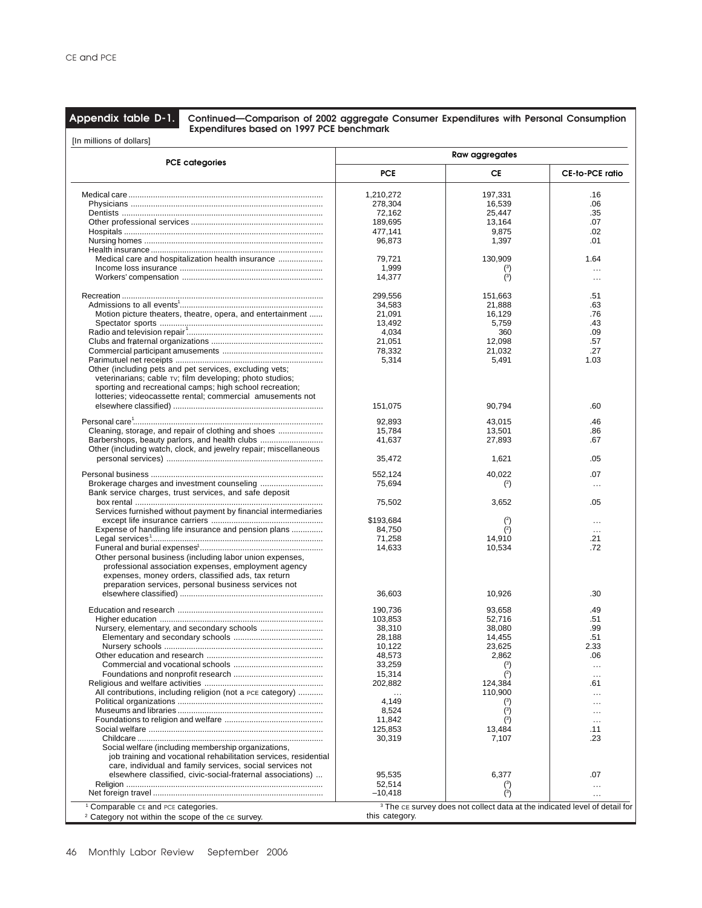**Appendix table D-1. Continued—Comparison of 2002 aggregate Consumer Expenditures with Personal Consumption Expenditures based on 1997 PCE benchmark**

[In millions of dollars]

| PCE categories | Raw aggregates | | |
|---|---|---|---|
| | PCE | CE | CE-to-PCE ratio |
| Medical care | 1,210,272 | 197,331 | .16 |
| Physicians | 278,304 | 16,539 | .06 |
| Dentists | 72,162 | 25,447 | .35 |
| Other professional services | 189,695 | 13,164 | .07 |
| Hospitals | 477,141 | 9,875 | .02 |
| Nursing homes | 96,873 | 1,397 | .01 |
| Health insurance | | | |
| Medical care and hospitalization health insurance | 79,721 | 130,909 | 1.64 |
| Income loss insurance | 1,999 | (3) | … |
| Workers' compensation | 14,377 | (3) | … |
| Recreation | 299,556 | 151,663 | .51 |
| Admissions to all events[1] | 34,583 | 21,888 | .63 |
| Motion picture theaters, theatre, opera, and entertainment | 21,091 | 16,129 | .76 |
| Spectator sports | 13,492 | 5,759 | .43 |
| Radio and television repair[1] | 4,034 | 360 | .09 |
| Clubs and fraternal organizations | 21,051 | 12,098 | .57 |
| Commercial participant amusements | 78,332 | 21,032 | .27 |
| Parimutuel net receipts | 5,314 | 5,491 | 1.03 |
| Other (including pets and pet services, excluding vets; veterinarians; cable TV; film developing; photo studios; sporting and recreational camps; high school recreation; lotteries; videocassette rental; commercial amusements not elsewhere classified) | 151,075 | 90,794 | .60 |
| Personal care[1] | 92,893 | 43,015 | .46 |
| Cleaning, storage, and repair of clothing and shoes | 15,784 | 13,501 | .86 |
| Barbershops, beauty parlors, and health clubs | 41,637 | 27,893 | .67 |
| Other (including watch, clock, and jewelry repair; miscellaneous personal services) | 35,472 | 1,621 | .05 |
| Personal business | 552,124 | 40,022 | .07 |
| Brokerage charges and investment counseling | 75,694 | (2) | … |
| Bank service charges, trust services, and safe deposit box rental | 75,502 | 3,652 | .05 |
| Services furnished without payment by financial intermediaries except life insurance carriers | $193,684 | (2) | … |
| Expense of handling life insurance and pension plans | 84,750 | (2) | … |
| Legal services[1] | 71,258 | 14,910 | .21 |
| Funeral and burial expenses[1] | 14,633 | 10,534 | .72 |
| Other personal business (including labor union expenses, professional association expenses, employment agency expenses, money orders, classified ads, tax return preparation services, personal business services not elsewhere classified) | 36,603 | 10,926 | .30 |
| Education and research | 190,736 | 93,658 | .49 |
| Higher education | 103,853 | 52,716 | .51 |
| Nursery, elementary, and secondary schools | 38,310 | 38,080 | .99 |
| Elementary and secondary schools | 28,188 | 14,455 | .51 |
| Nursery schools | 10,122 | 23,625 | 2.33 |
| Other education and research | 48,573 | 2,862 | .06 |
| Commercial and vocational schools | 33,259 | (3) | … |
| Foundations and nonprofit research | 15,314 | (2) | … |
| Religious and welfare activities | 202,882 | 124,384 | .61 |
| All contributions, including religion (not a PCE category) | … | 110,900 | … |
| Political organizations | 4,149 | (3) | … |
| Museums and libraries | 8,524 | (3) | … |
| Foundations to religion and welfare | 11,842 | (3) | … |
| Social welfare | 125,853 | 13,484 | .11 |
| Childcare | 30,319 | 7,107 | .23 |
| Social welfare (including membership organizations, job training and vocational rehabilitation services, residential care, individual and family services, social services not elsewhere classified, civic-social-fraternal associations) | 95,535 | 6,377 | .07 |
| Religion | 52,514 | (3) | … |
| Net foreign travel | –10,418 | (3) | … |

[1] Comparable CE and PCE categories.
[2] Category not within the scope of the CE survey.
[3] The CE survey does not collect data at the indicated level of detail for this category.